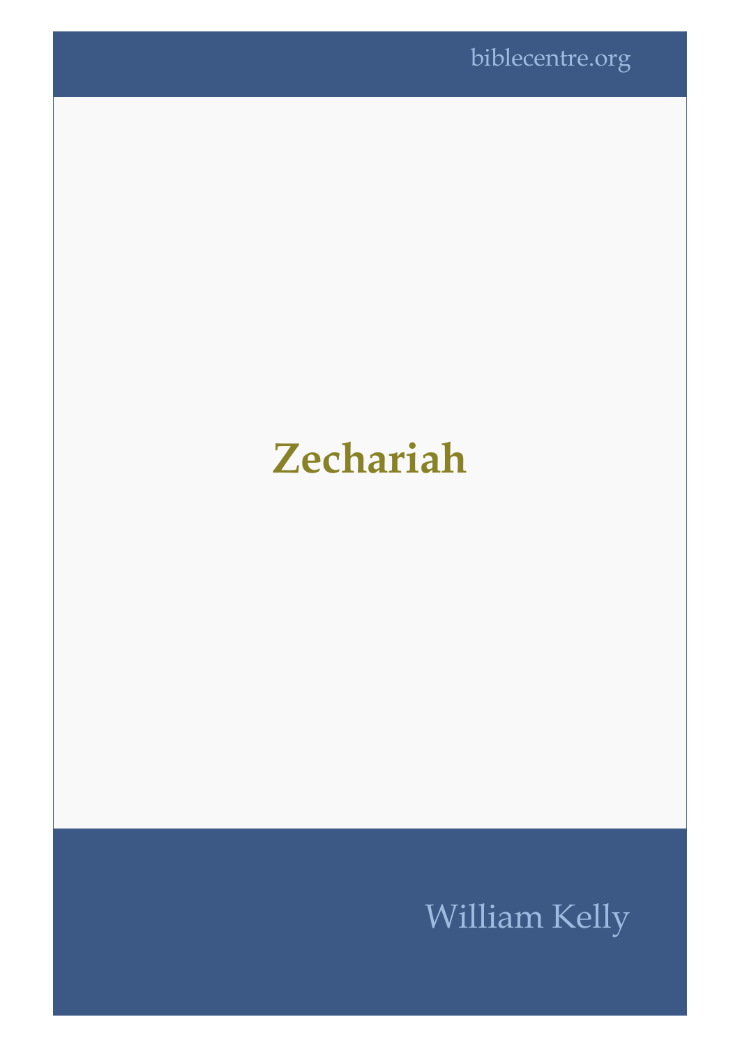biblecentre.org

# Zechariah

William Kelly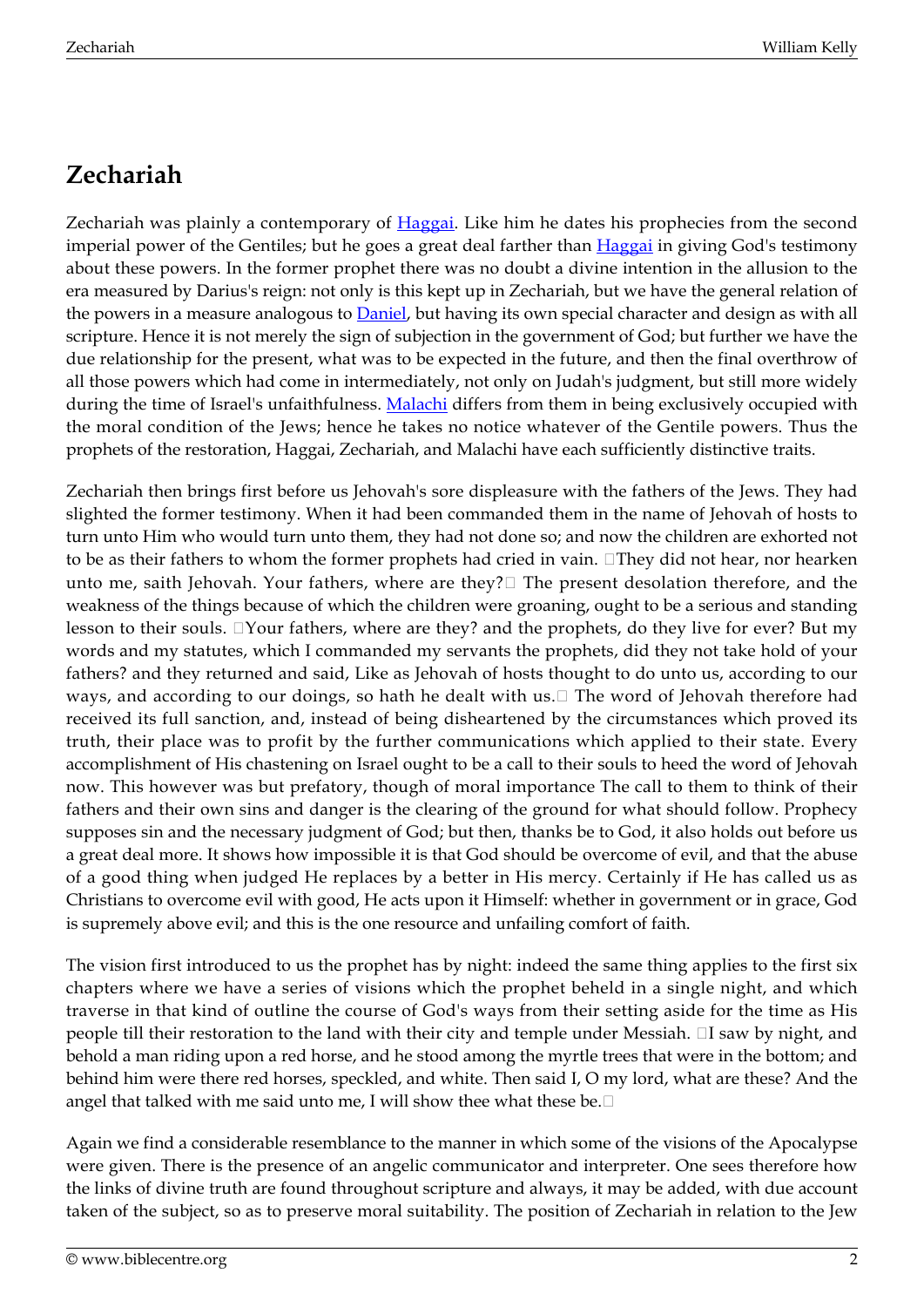# Zechariah

Zechariah was plainly a contemporary of Haggai. Like him he dates his prophecies from the second imperial power of the Gentiles; but he goes a great deal farther than Haggai in giving God's testimony about these powers. In the former prophet there was no doubt a divine intention in the allusion to the era measured by Darius's reign: not only is this kept up in Zechariah, but we have the general relation of the powers in a measure analogous to Daniel, but having its own special character and design as with all scripture. Hence it is not merely the sign of subjection in the government of God; but further we have the due relationship for the present, what was to be expected in the future, and then the final overthrow of all those powers which had come in intermediately, not only on Judah's judgment, but still more widely during the time of Israel's unfaithfulness. Malachi differs from them in being exclusively occupied with the moral condition of the Jews; hence he takes no notice whatever of the Gentile powers. Thus the prophets of the restoration, Haggai, Zechariah, and Malachi have each sufficiently distinctive traits.

Zechariah then brings first before us Jehovah's sore displeasure with the fathers of the Jews. They had slighted the former testimony. When it had been commanded them in the name of Jehovah of hosts to turn unto Him who would turn unto them, they had not done so; and now the children are exhorted not to be as their fathers to whom the former prophets had cried in vain. "They did not hear, nor hearken unto me, saith Jehovah. Your fathers, where are they?" The present desolation therefore, and the weakness of the things because of which the children were groaning, ought to be a serious and standing lesson to their souls. "Your fathers, where are they? and the prophets, do they live for ever? But my words and my statutes, which I commanded my servants the prophets, did they not take hold of your fathers? and they returned and said, Like as Jehovah of hosts thought to do unto us, according to our ways, and according to our doings, so hath he dealt with us." The word of Jehovah therefore had received its full sanction, and, instead of being disheartened by the circumstances which proved its truth, their place was to profit by the further communications which applied to their state. Every accomplishment of His chastening on Israel ought to be a call to their souls to heed the word of Jehovah now. This however was but prefatory, though of moral importance The call to them to think of their fathers and their own sins and danger is the clearing of the ground for what should follow. Prophecy supposes sin and the necessary judgment of God; but then, thanks be to God, it also holds out before us a great deal more. It shows how impossible it is that God should be overcome of evil, and that the abuse of a good thing when judged He replaces by a better in His mercy. Certainly if He has called us as Christians to overcome evil with good, He acts upon it Himself: whether in government or in grace, God is supremely above evil; and this is the one resource and unfailing comfort of faith.

The vision first introduced to us the prophet has by night: indeed the same thing applies to the first six chapters where we have a series of visions which the prophet beheld in a single night, and which traverse in that kind of outline the course of God's ways from their setting aside for the time as His people till their restoration to the land with their city and temple under Messiah. "I saw by night, and behold a man riding upon a red horse, and he stood among the myrtle trees that were in the bottom; and behind him were there red horses, speckled, and white. Then said I, O my lord, what are these? And the angel that talked with me said unto me, I will show thee what these be."

Again we find a considerable resemblance to the manner in which some of the visions of the Apocalypse were given. There is the presence of an angelic communicator and interpreter. One sees therefore how the links of divine truth are found throughout scripture and always, it may be added, with due account taken of the subject, so as to preserve moral suitability. The position of Zechariah in relation to the Jew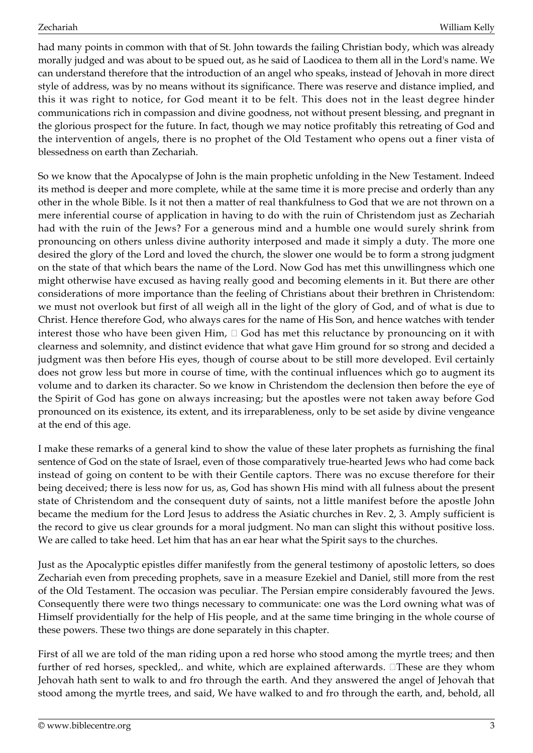had many points in common with that of St. John towards the failing Christian body, which was already morally judged and was about to be spued out, as he said of Laodicea to them all in the Lord's name. We can understand therefore that the introduction of an angel who speaks, instead of Jehovah in more direct style of address, was by no means without its significance. There was reserve and distance implied, and this it was right to notice, for God meant it to be felt. This does not in the least degree hinder communications rich in compassion and divine goodness, not without present blessing, and pregnant in the glorious prospect for the future. In fact, though we may notice profitably this retreating of God and the intervention of angels, there is no prophet of the Old Testament who opens out a finer vista of blessedness on earth than Zechariah.

So we know that the Apocalypse of John is the main prophetic unfolding in the New Testament. Indeed its method is deeper and more complete, while at the same time it is more precise and orderly than any other in the whole Bible. Is it not then a matter of real thankfulness to God that we are not thrown on a mere inferential course of application in having to do with the ruin of Christendom just as Zechariah had with the ruin of the Jews? For a generous mind and a humble one would surely shrink from pronouncing on others unless divine authority interposed and made it simply a duty. The more one desired the glory of the Lord and loved the church, the slower one would be to form a strong judgment on the state of that which bears the name of the Lord. Now God has met this unwillingness which one might otherwise have excused as having really good and becoming elements in it. But there are other considerations of more importance than the feeling of Christians about their brethren in Christendom: we must not overlook but first of all weigh all in the light of the glory of God, and of what is due to Christ. Hence therefore God, who always cares for the name of His Son, and hence watches with tender interest those who have been given Him,  God has met this reluctance by pronouncing on it with clearness and solemnity, and distinct evidence that what gave Him ground for so strong and decided a judgment was then before His eyes, though of course about to be still more developed. Evil certainly does not grow less but more in course of time, with the continual influences which go to augment its volume and to darken its character. So we know in Christendom the declension then before the eye of the Spirit of God has gone on always increasing; but the apostles were not taken away before God pronounced on its existence, its extent, and its irreparableness, only to be set aside by divine vengeance at the end of this age.

I make these remarks of a general kind to show the value of these later prophets as furnishing the final sentence of God on the state of Israel, even of those comparatively true-hearted Jews who had come back instead of going on content to be with their Gentile captors. There was no excuse therefore for their being deceived; there is less now for us, as, God has shown His mind with all fulness about the present state of Christendom and the consequent duty of saints, not a little manifest before the apostle John became the medium for the Lord Jesus to address the Asiatic churches in Rev. 2, 3. Amply sufficient is the record to give us clear grounds for a moral judgment. No man can slight this without positive loss. We are called to take heed. Let him that has an ear hear what the Spirit says to the churches.

Just as the Apocalyptic epistles differ manifestly from the general testimony of apostolic letters, so does Zechariah even from preceding prophets, save in a measure Ezekiel and Daniel, still more from the rest of the Old Testament. The occasion was peculiar. The Persian empire considerably favoured the Jews. Consequently there were two things necessary to communicate: one was the Lord owning what was of Himself providentially for the help of His people, and at the same time bringing in the whole course of these powers. These two things are done separately in this chapter.

First of all we are told of the man riding upon a red horse who stood among the myrtle trees; and then further of red horses, speckled,. and white, which are explained afterwards. These are they whom Jehovah hath sent to walk to and fro through the earth. And they answered the angel of Jehovah that stood among the myrtle trees, and said, We have walked to and fro through the earth, and, behold, all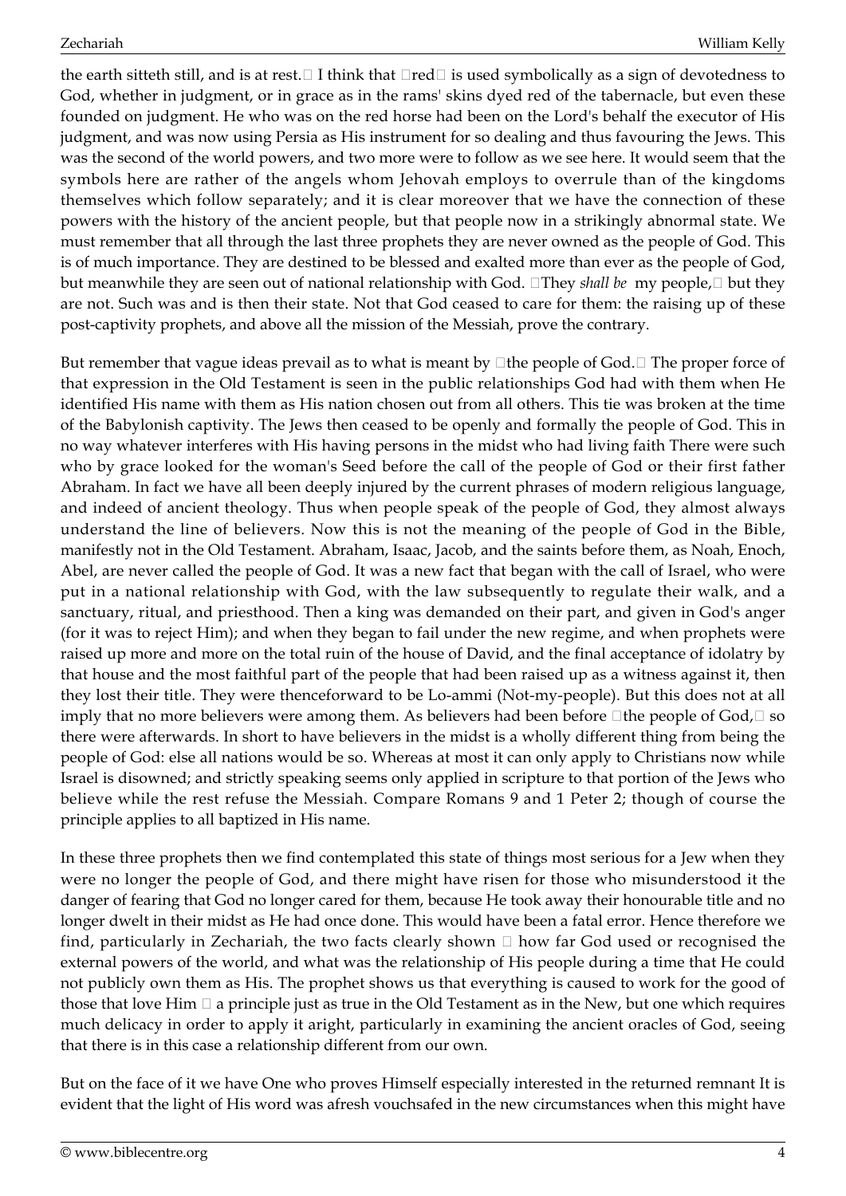the earth sitteth still, and is at rest." I think that "red" is used symbolically as a sign of devotedness to God, whether in judgment, or in grace as in the rams' skins dyed red of the tabernacle, but even these founded on judgment. He who was on the red horse had been on the Lord's behalf the executor of His judgment, and was now using Persia as His instrument for so dealing and thus favouring the Jews. This was the second of the world powers, and two more were to follow as we see here. It would seem that the symbols here are rather of the angels whom Jehovah employs to overrule than of the kingdoms themselves which follow separately; and it is clear moreover that we have the connection of these powers with the history of the ancient people, but that people now in a strikingly abnormal state. We must remember that all through the last three prophets they are never owned as the people of God. This is of much importance. They are destined to be blessed and exalted more than ever as the people of God, but meanwhile they are seen out of national relationship with God. "They *shall be* my people," but they are not. Such was and is then their state. Not that God ceased to care for them: the raising up of these post-captivity prophets, and above all the mission of the Messiah, prove the contrary.

But remember that vague ideas prevail as to what is meant by "the people of God." The proper force of that expression in the Old Testament is seen in the public relationships God had with them when He identified His name with them as His nation chosen out from all others. This tie was broken at the time of the Babylonish captivity. The Jews then ceased to be openly and formally the people of God. This in no way whatever interferes with His having persons in the midst who had living faith There were such who by grace looked for the woman's Seed before the call of the people of God or their first father Abraham. In fact we have all been deeply injured by the current phrases of modern religious language, and indeed of ancient theology. Thus when people speak of the people of God, they almost always understand the line of believers. Now this is not the meaning of the people of God in the Bible, manifestly not in the Old Testament. Abraham, Isaac, Jacob, and the saints before them, as Noah, Enoch, Abel, are never called the people of God. It was a new fact that began with the call of Israel, who were put in a national relationship with God, with the law subsequently to regulate their walk, and a sanctuary, ritual, and priesthood. Then a king was demanded on their part, and given in God's anger (for it was to reject Him); and when they began to fail under the new regime, and when prophets were raised up more and more on the total ruin of the house of David, and the final acceptance of idolatry by that house and the most faithful part of the people that had been raised up as a witness against it, then they lost their title. They were thenceforward to be Lo-ammi (Not-my-people). But this does not at all imply that no more believers were among them. As believers had been before "the people of God," so there were afterwards. In short to have believers in the midst is a wholly different thing from being the people of God: else all nations would be so. Whereas at most it can only apply to Christians now while Israel is disowned; and strictly speaking seems only applied in scripture to that portion of the Jews who believe while the rest refuse the Messiah. Compare Romans 9 and 1 Peter 2; though of course the principle applies to all baptized in His name.

In these three prophets then we find contemplated this state of things most serious for a Jew when they were no longer the people of God, and there might have risen for those who misunderstood it the danger of fearing that God no longer cared for them, because He took away their honourable title and no longer dwelt in their midst as He had once done. This would have been a fatal error. Hence therefore we find, particularly in Zechariah, the two facts clearly shown — how far God used or recognised the external powers of the world, and what was the relationship of His people during a time that He could not publicly own them as His. The prophet shows us that everything is caused to work for the good of those that love Him — a principle just as true in the Old Testament as in the New, but one which requires much delicacy in order to apply it aright, particularly in examining the ancient oracles of God, seeing that there is in this case a relationship different from our own.

But on the face of it we have One who proves Himself especially interested in the returned remnant It is evident that the light of His word was afresh vouchsafed in the new circumstances when this might have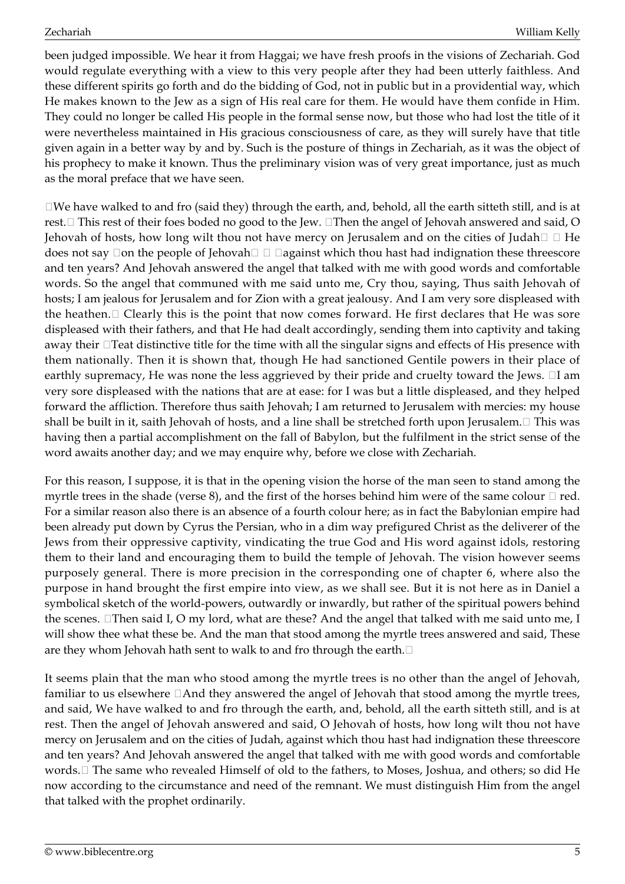been judged impossible. We hear it from Haggai; we have fresh proofs in the visions of Zechariah. God would regulate everything with a view to this very people after they had been utterly faithless. And these different spirits go forth and do the bidding of God, not in public but in a providential way, which He makes known to the Jew as a sign of His real care for them. He would have them confide in Him. They could no longer be called His people in the formal sense now, but those who had lost the title of it were nevertheless maintained in His gracious consciousness of care, as they will surely have that title given again in a better way by and by. Such is the posture of things in Zechariah, as it was the object of his prophecy to make it known. Thus the preliminary vision was of very great importance, just as much as the moral preface that we have seen.

"We have walked to and fro (said they) through the earth, and, behold, all the earth sitteth still, and is at rest." This rest of their foes boded no good to the Jew. "Then the angel of Jehovah answered and said, O Jehovah of hosts, how long wilt thou not have mercy on Jerusalem and on the cities of Judah" — He does not say "on the people of Jehovah" — "against which thou hast had indignation these threescore and ten years? And Jehovah answered the angel that talked with me with good words and comfortable words. So the angel that communed with me said unto me, Cry thou, saying, Thus saith Jehovah of hosts; I am jealous for Jerusalem and for Zion with a great jealousy. And I am very sore displeased with the heathen." Clearly this is the point that now comes forward. He first declares that He was sore displeased with their fathers, and that He had dealt accordingly, sending them into captivity and taking away their 'Teat distinctive title for the time with all the singular signs and effects of His presence with them nationally. Then it is shown that, though He had sanctioned Gentile powers in their place of earthly supremacy, He was none the less aggrieved by their pride and cruelty toward the Jews. "I am very sore displeased with the nations that are at ease: for I was but a little displeased, and they helped forward the affliction. Therefore thus saith Jehovah; I am returned to Jerusalem with mercies: my house shall be built in it, saith Jehovah of hosts, and a line shall be stretched forth upon Jerusalem." This was having then a partial accomplishment on the fall of Babylon, but the fulfilment in the strict sense of the word awaits another day; and we may enquire why, before we close with Zechariah.

For this reason, I suppose, it is that in the opening vision the horse of the man seen to stand among the myrtle trees in the shade (verse 8), and the first of the horses behind him were of the same colour — red. For a similar reason also there is an absence of a fourth colour here; as in fact the Babylonian empire had been already put down by Cyrus the Persian, who in a dim way prefigured Christ as the deliverer of the Jews from their oppressive captivity, vindicating the true God and His word against idols, restoring them to their land and encouraging them to build the temple of Jehovah. The vision however seems purposely general. There is more precision in the corresponding one of chapter 6, where also the purpose in hand brought the first empire into view, as we shall see. But it is not here as in Daniel a symbolical sketch of the world-powers, outwardly or inwardly, but rather of the spiritual powers behind the scenes. "Then said I, O my lord, what are these? And the angel that talked with me said unto me, I will show thee what these be. And the man that stood among the myrtle trees answered and said, These are they whom Jehovah hath sent to walk to and fro through the earth."

It seems plain that the man who stood among the myrtle trees is no other than the angel of Jehovah, familiar to us elsewhere "And they answered the angel of Jehovah that stood among the myrtle trees, and said, We have walked to and fro through the earth, and, behold, all the earth sitteth still, and is at rest. Then the angel of Jehovah answered and said, O Jehovah of hosts, how long wilt thou not have mercy on Jerusalem and on the cities of Judah, against which thou hast had indignation these threescore and ten years? And Jehovah answered the angel that talked with me with good words and comfortable words." The same who revealed Himself of old to the fathers, to Moses, Joshua, and others; so did He now according to the circumstance and need of the remnant. We must distinguish Him from the angel that talked with the prophet ordinarily.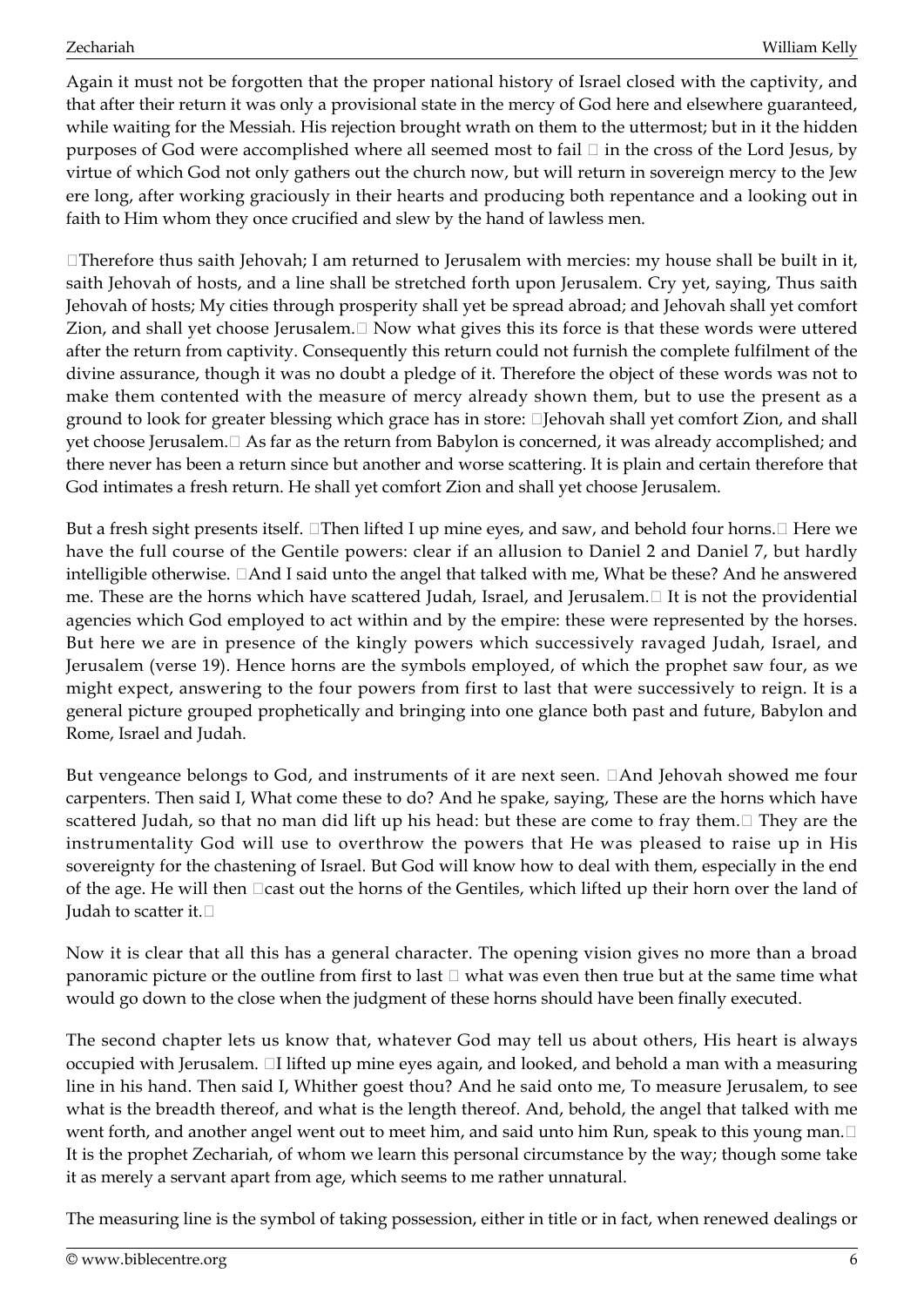Again it must not be forgotten that the proper national history of Israel closed with the captivity, and that after their return it was only a provisional state in the mercy of God here and elsewhere guaranteed, while waiting for the Messiah. His rejection brought wrath on them to the uttermost; but in it the hidden purposes of God were accomplished where all seemed most to fail — in the cross of the Lord Jesus, by virtue of which God not only gathers out the church now, but will return in sovereign mercy to the Jew ere long, after working graciously in their hearts and producing both repentance and a looking out in faith to Him whom they once crucified and slew by the hand of lawless men.

"Therefore thus saith Jehovah; I am returned to Jerusalem with mercies: my house shall be built in it, saith Jehovah of hosts, and a line shall be stretched forth upon Jerusalem. Cry yet, saying, Thus saith Jehovah of hosts; My cities through prosperity shall yet be spread abroad; and Jehovah shall yet comfort Zion, and shall yet choose Jerusalem." Now what gives this its force is that these words were uttered after the return from captivity. Consequently this return could not furnish the complete fulfilment of the divine assurance, though it was no doubt a pledge of it. Therefore the object of these words was not to make them contented with the measure of mercy already shown them, but to use the present as a ground to look for greater blessing which grace has in store: "Jehovah shall yet comfort Zion, and shall yet choose Jerusalem." As far as the return from Babylon is concerned, it was already accomplished; and there never has been a return since but another and worse scattering. It is plain and certain therefore that God intimates a fresh return. He shall yet comfort Zion and shall yet choose Jerusalem.

But a fresh sight presents itself. "Then lifted I up mine eyes, and saw, and behold four horns." Here we have the full course of the Gentile powers: clear if an allusion to Daniel 2 and Daniel 7, but hardly intelligible otherwise. "And I said unto the angel that talked with me, What be these? And he answered me. These are the horns which have scattered Judah, Israel, and Jerusalem." It is not the providential agencies which God employed to act within and by the empire: these were represented by the horses. But here we are in presence of the kingly powers which successively ravaged Judah, Israel, and Jerusalem (verse 19). Hence horns are the symbols employed, of which the prophet saw four, as we might expect, answering to the four powers from first to last that were successively to reign. It is a general picture grouped prophetically and bringing into one glance both past and future, Babylon and Rome, Israel and Judah.

But vengeance belongs to God, and instruments of it are next seen. "And Jehovah showed me four carpenters. Then said I, What come these to do? And he spake, saying, These are the horns which have scattered Judah, so that no man did lift up his head: but these are come to fray them." They are the instrumentality God will use to overthrow the powers that He was pleased to raise up in His sovereignty for the chastening of Israel. But God will know how to deal with them, especially in the end of the age. He will then "cast out the horns of the Gentiles, which lifted up their horn over the land of Judah to scatter it."

Now it is clear that all this has a general character. The opening vision gives no more than a broad panoramic picture or the outline from first to last — what was even then true but at the same time what would go down to the close when the judgment of these horns should have been finally executed.

The second chapter lets us know that, whatever God may tell us about others, His heart is always occupied with Jerusalem. "I lifted up mine eyes again, and looked, and behold a man with a measuring line in his hand. Then said I, Whither goest thou? And he said onto me, To measure Jerusalem, to see what is the breadth thereof, and what is the length thereof. And, behold, the angel that talked with me went forth, and another angel went out to meet him, and said unto him Run, speak to this young man." It is the prophet Zechariah, of whom we learn this personal circumstance by the way; though some take it as merely a servant apart from age, which seems to me rather unnatural.

The measuring line is the symbol of taking possession, either in title or in fact, when renewed dealings or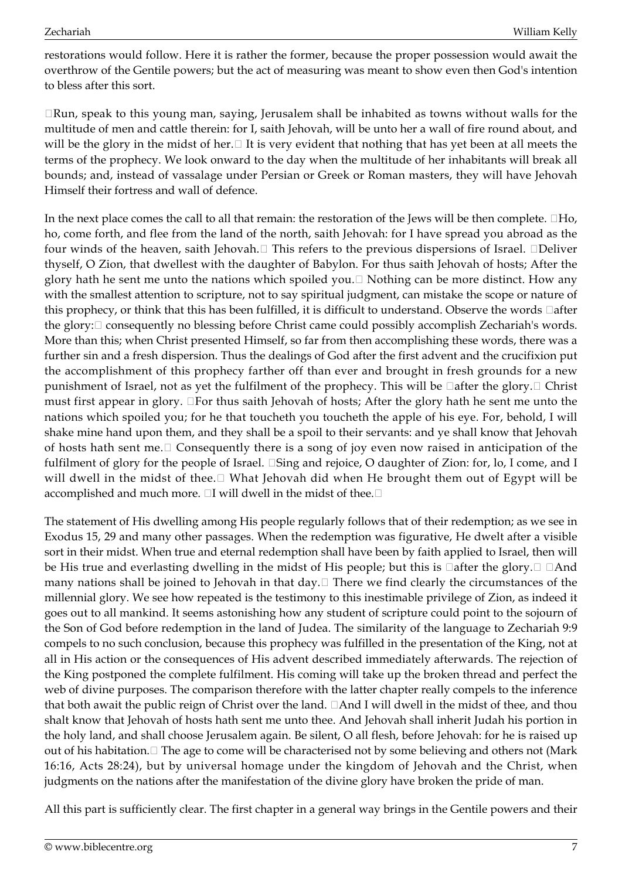restorations would follow. Here it is rather the former, because the proper possession would await the overthrow of the Gentile powers; but the act of measuring was meant to show even then God's intention to bless after this sort.

"Run, speak to this young man, saying, Jerusalem shall be inhabited as towns without walls for the multitude of men and cattle therein: for I, saith Jehovah, will be unto her a wall of fire round about, and will be the glory in the midst of her." It is very evident that nothing that has yet been at all meets the terms of the prophecy. We look onward to the day when the multitude of her inhabitants will break all bounds; and, instead of vassalage under Persian or Greek or Roman masters, they will have Jehovah Himself their fortress and wall of defence.

In the next place comes the call to all that remain: the restoration of the Jews will be then complete. "Ho, ho, come forth, and flee from the land of the north, saith Jehovah: for I have spread you abroad as the four winds of the heaven, saith Jehovah." This refers to the previous dispersions of Israel. "Deliver thyself, O Zion, that dwellest with the daughter of Babylon. For thus saith Jehovah of hosts; After the glory hath he sent me unto the nations which spoiled you." Nothing can be more distinct. How any with the smallest attention to scripture, not to say spiritual judgment, can mistake the scope or nature of this prophecy, or think that this has been fulfilled, it is difficult to understand. Observe the words "after the glory:" consequently no blessing before Christ came could possibly accomplish Zechariah's words. More than this; when Christ presented Himself, so far from then accomplishing these words, there was a further sin and a fresh dispersion. Thus the dealings of God after the first advent and the crucifixion put the accomplishment of this prophecy farther off than ever and brought in fresh grounds for a new punishment of Israel, not as yet the fulfilment of the prophecy. This will be "after the glory." Christ must first appear in glory. "For thus saith Jehovah of hosts; After the glory hath he sent me unto the nations which spoiled you; for he that toucheth you toucheth the apple of his eye. For, behold, I will shake mine hand upon them, and they shall be a spoil to their servants: and ye shall know that Jehovah of hosts hath sent me." Consequently there is a song of joy even now raised in anticipation of the fulfilment of glory for the people of Israel. "Sing and rejoice, O daughter of Zion: for, lo, I come, and I will dwell in the midst of thee." What Jehovah did when He brought them out of Egypt will be accomplished and much more. "I will dwell in the midst of thee."

The statement of His dwelling among His people regularly follows that of their redemption; as we see in Exodus 15, 29 and many other passages. When the redemption was figurative, He dwelt after a visible sort in their midst. When true and eternal redemption shall have been by faith applied to Israel, then will be His true and everlasting dwelling in the midst of His people; but this is "after the glory." "And many nations shall be joined to Jehovah in that day." There we find clearly the circumstances of the millennial glory. We see how repeated is the testimony to this inestimable privilege of Zion, as indeed it goes out to all mankind. It seems astonishing how any student of scripture could point to the sojourn of the Son of God before redemption in the land of Judea. The similarity of the language to Zechariah 9:9 compels to no such conclusion, because this prophecy was fulfilled in the presentation of the King, not at all in His action or the consequences of His advent described immediately afterwards. The rejection of the King postponed the complete fulfilment. His coming will take up the broken thread and perfect the web of divine purposes. The comparison therefore with the latter chapter really compels to the inference that both await the public reign of Christ over the land. "And I will dwell in the midst of thee, and thou shalt know that Jehovah of hosts hath sent me unto thee. And Jehovah shall inherit Judah his portion in the holy land, and shall choose Jerusalem again. Be silent, O all flesh, before Jehovah: for he is raised up out of his habitation." The age to come will be characterised not by some believing and others not (Mark 16:16, Acts 28:24), but by universal homage under the kingdom of Jehovah and the Christ, when judgments on the nations after the manifestation of the divine glory have broken the pride of man.

All this part is sufficiently clear. The first chapter in a general way brings in the Gentile powers and their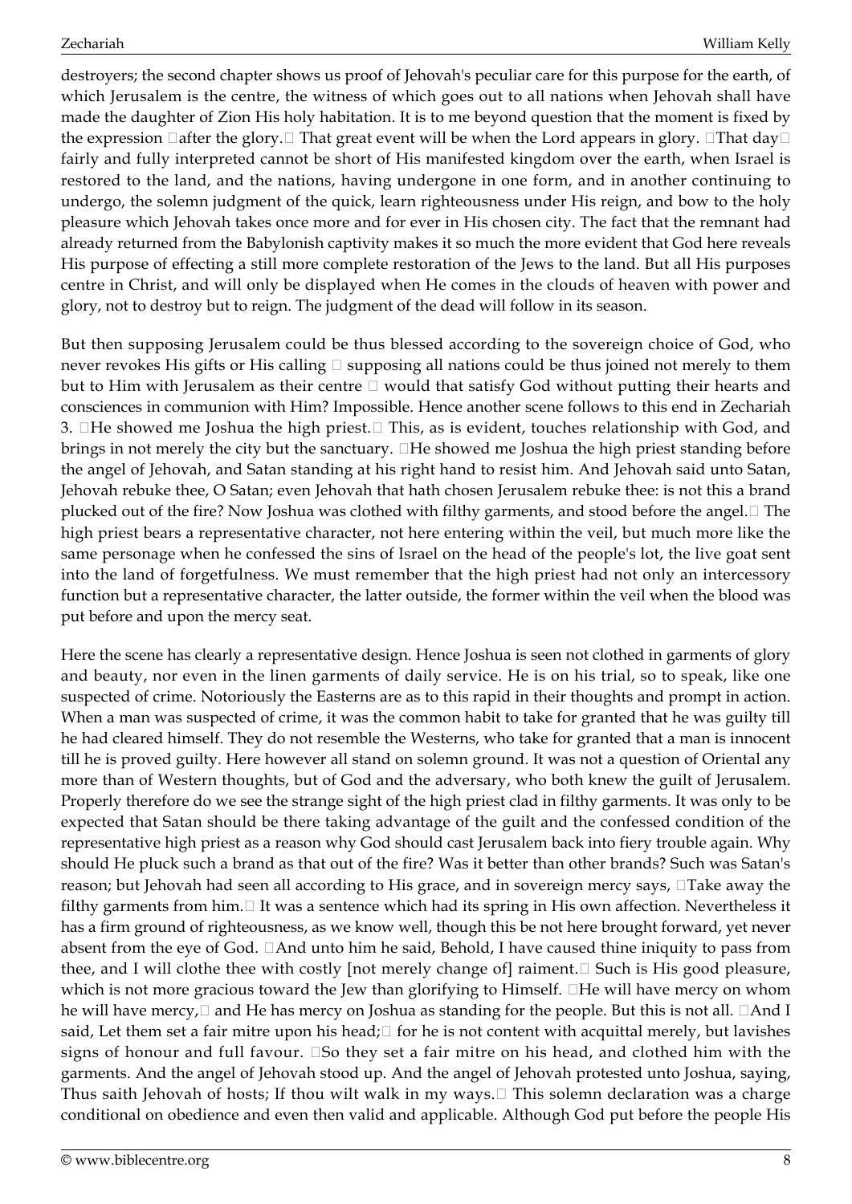destroyers; the second chapter shows us proof of Jehovah's peculiar care for this purpose for the earth, of which Jerusalem is the centre, the witness of which goes out to all nations when Jehovah shall have made the daughter of Zion His holy habitation. It is to me beyond question that the moment is fixed by the expression "after the glory." That great event will be when the Lord appears in glory. "That day" fairly and fully interpreted cannot be short of His manifested kingdom over the earth, when Israel is restored to the land, and the nations, having undergone in one form, and in another continuing to undergo, the solemn judgment of the quick, learn righteousness under His reign, and bow to the holy pleasure which Jehovah takes once more and for ever in His chosen city. The fact that the remnant had already returned from the Babylonish captivity makes it so much the more evident that God here reveals His purpose of effecting a still more complete restoration of the Jews to the land. But all His purposes centre in Christ, and will only be displayed when He comes in the clouds of heaven with power and glory, not to destroy but to reign. The judgment of the dead will follow in its season.

But then supposing Jerusalem could be thus blessed according to the sovereign choice of God, who never revokes His gifts or His calling — supposing all nations could be thus joined not merely to them but to Him with Jerusalem as their centre — would that satisfy God without putting their hearts and consciences in communion with Him? Impossible. Hence another scene follows to this end in Zechariah 3. "He showed me Joshua the high priest." This, as is evident, touches relationship with God, and brings in not merely the city but the sanctuary. "He showed me Joshua the high priest standing before the angel of Jehovah, and Satan standing at his right hand to resist him. And Jehovah said unto Satan, Jehovah rebuke thee, O Satan; even Jehovah that hath chosen Jerusalem rebuke thee: is not this a brand plucked out of the fire? Now Joshua was clothed with filthy garments, and stood before the angel." The high priest bears a representative character, not here entering within the veil, but much more like the same personage when he confessed the sins of Israel on the head of the people's lot, the live goat sent into the land of forgetfulness. We must remember that the high priest had not only an intercessory function but a representative character, the latter outside, the former within the veil when the blood was put before and upon the mercy seat.

Here the scene has clearly a representative design. Hence Joshua is seen not clothed in garments of glory and beauty, nor even in the linen garments of daily service. He is on his trial, so to speak, like one suspected of crime. Notoriously the Easterns are as to this rapid in their thoughts and prompt in action. When a man was suspected of crime, it was the common habit to take for granted that he was guilty till he had cleared himself. They do not resemble the Westerns, who take for granted that a man is innocent till he is proved guilty. Here however all stand on solemn ground. It was not a question of Oriental any more than of Western thoughts, but of God and the adversary, who both knew the guilt of Jerusalem. Properly therefore do we see the strange sight of the high priest clad in filthy garments. It was only to be expected that Satan should be there taking advantage of the guilt and the confessed condition of the representative high priest as a reason why God should cast Jerusalem back into fiery trouble again. Why should He pluck such a brand as that out of the fire? Was it better than other brands? Such was Satan's reason; but Jehovah had seen all according to His grace, and in sovereign mercy says, "Take away the filthy garments from him." It was a sentence which had its spring in His own affection. Nevertheless it has a firm ground of righteousness, as we know well, though this be not here brought forward, yet never absent from the eye of God. "And unto him he said, Behold, I have caused thine iniquity to pass from thee, and I will clothe thee with costly [not merely change of] raiment." Such is His good pleasure, which is not more gracious toward the Jew than glorifying to Himself. "He will have mercy on whom he will have mercy," and He has mercy on Joshua as standing for the people. But this is not all. "And I said, Let them set a fair mitre upon his head;" for he is not content with acquittal merely, but lavishes signs of honour and full favour. "So they set a fair mitre on his head, and clothed him with the garments. And the angel of Jehovah stood up. And the angel of Jehovah protested unto Joshua, saying, Thus saith Jehovah of hosts; If thou wilt walk in my ways." This solemn declaration was a charge conditional on obedience and even then valid and applicable. Although God put before the people His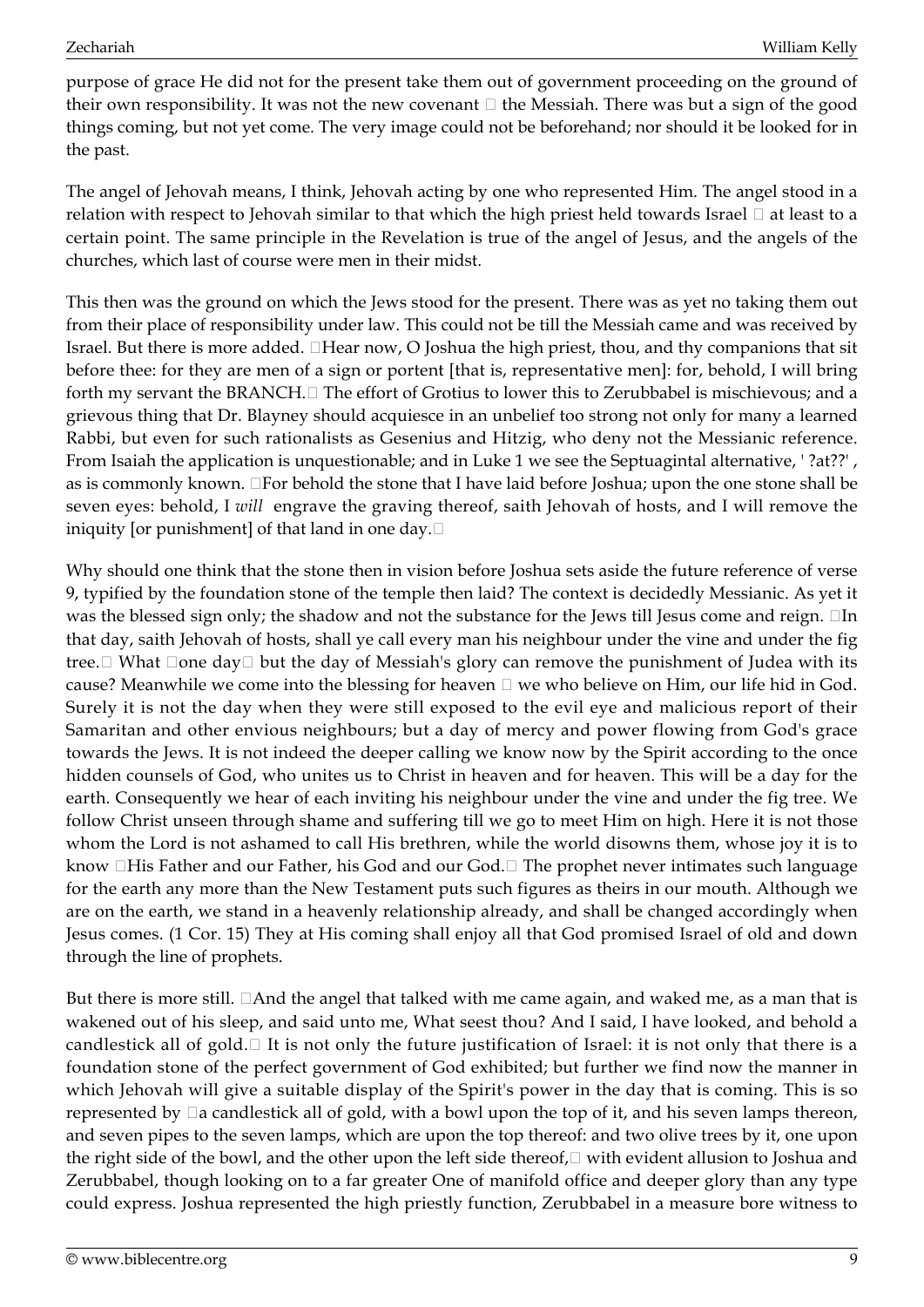purpose of grace He did not for the present take them out of government proceeding on the ground of their own responsibility. It was not the new covenant  the Messiah. There was but a sign of the good things coming, but not yet come. The very image could not be beforehand; nor should it be looked for in the past.

The angel of Jehovah means, I think, Jehovah acting by one who represented Him. The angel stood in a relation with respect to Jehovah similar to that which the high priest held towards Israel  at least to a certain point. The same principle in the Revelation is true of the angel of Jesus, and the angels of the churches, which last of course were men in their midst.

This then was the ground on which the Jews stood for the present. There was as yet no taking them out from their place of responsibility under law. This could not be till the Messiah came and was received by Israel. But there is more added. Hear now, O Joshua the high priest, thou, and thy companions that sit before thee: for they are men of a sign or portent [that is, representative men]: for, behold, I will bring forth my servant the BRANCH. The effort of Grotius to lower this to Zerubbabel is mischievous; and a grievous thing that Dr. Blayney should acquiesce in an unbelief too strong not only for many a learned Rabbi, but even for such rationalists as Gesenius and Hitzig, who deny not the Messianic reference. From Isaiah the application is unquestionable; and in Luke 1 we see the Septuagintal alternative, ' ?at??' , as is commonly known. For behold the stone that I have laid before Joshua; upon the one stone shall be seven eyes: behold, I *will* engrave the graving thereof, saith Jehovah of hosts, and I will remove the iniquity [or punishment] of that land in one day.

Why should one think that the stone then in vision before Joshua sets aside the future reference of verse 9, typified by the foundation stone of the temple then laid? The context is decidedly Messianic. As yet it was the blessed sign only; the shadow and not the substance for the Jews till Jesus come and reign. In that day, saith Jehovah of hosts, shall ye call every man his neighbour under the vine and under the fig tree. What one day but the day of Messiah's glory can remove the punishment of Judea with its cause? Meanwhile we come into the blessing for heaven  we who believe on Him, our life hid in God. Surely it is not the day when they were still exposed to the evil eye and malicious report of their Samaritan and other envious neighbours; but a day of mercy and power flowing from God's grace towards the Jews. It is not indeed the deeper calling we know now by the Spirit according to the once hidden counsels of God, who unites us to Christ in heaven and for heaven. This will be a day for the earth. Consequently we hear of each inviting his neighbour under the vine and under the fig tree. We follow Christ unseen through shame and suffering till we go to meet Him on high. Here it is not those whom the Lord is not ashamed to call His brethren, while the world disowns them, whose joy it is to know His Father and our Father, his God and our God. The prophet never intimates such language for the earth any more than the New Testament puts such figures as theirs in our mouth. Although we are on the earth, we stand in a heavenly relationship already, and shall be changed accordingly when Jesus comes. (1 Cor. 15) They at His coming shall enjoy all that God promised Israel of old and down through the line of prophets.

But there is more still. And the angel that talked with me came again, and waked me, as a man that is wakened out of his sleep, and said unto me, What seest thou? And I said, I have looked, and behold a candlestick all of gold. It is not only the future justification of Israel: it is not only that there is a foundation stone of the perfect government of God exhibited; but further we find now the manner in which Jehovah will give a suitable display of the Spirit's power in the day that is coming. This is so represented by a candlestick all of gold, with a bowl upon the top of it, and his seven lamps thereon, and seven pipes to the seven lamps, which are upon the top thereof: and two olive trees by it, one upon the right side of the bowl, and the other upon the left side thereof, with evident allusion to Joshua and Zerubbabel, though looking on to a far greater One of manifold office and deeper glory than any type could express. Joshua represented the high priestly function, Zerubbabel in a measure bore witness to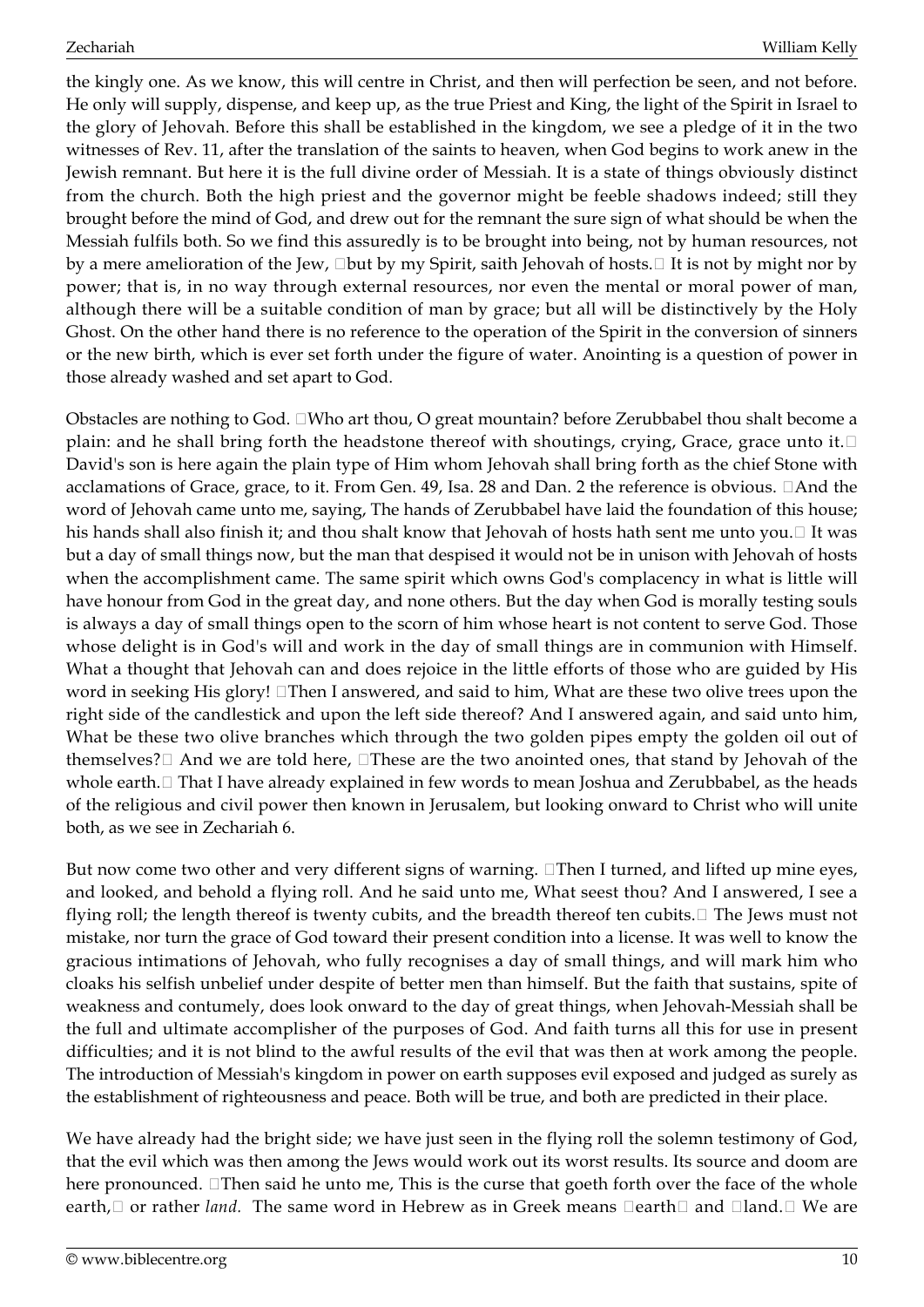the kingly one. As we know, this will centre in Christ, and then will perfection be seen, and not before. He only will supply, dispense, and keep up, as the true Priest and King, the light of the Spirit in Israel to the glory of Jehovah. Before this shall be established in the kingdom, we see a pledge of it in the two witnesses of Rev. 11, after the translation of the saints to heaven, when God begins to work anew in the Jewish remnant. But here it is the full divine order of Messiah. It is a state of things obviously distinct from the church. Both the high priest and the governor might be feeble shadows indeed; still they brought before the mind of God, and drew out for the remnant the sure sign of what should be when the Messiah fulfils both. So we find this assuredly is to be brought into being, not by human resources, not by a mere amelioration of the Jew, "but by my Spirit, saith Jehovah of hosts." It is not by might nor by power; that is, in no way through external resources, nor even the mental or moral power of man, although there will be a suitable condition of man by grace; but all will be distinctively by the Holy Ghost. On the other hand there is no reference to the operation of the Spirit in the conversion of sinners or the new birth, which is ever set forth under the figure of water. Anointing is a question of power in those already washed and set apart to God.

Obstacles are nothing to God. "Who art thou, O great mountain? before Zerubbabel thou shalt become a plain: and he shall bring forth the headstone thereof with shoutings, crying, Grace, grace unto it." David's son is here again the plain type of Him whom Jehovah shall bring forth as the chief Stone with acclamations of Grace, grace, to it. From Gen. 49, Isa. 28 and Dan. 2 the reference is obvious. "And the word of Jehovah came unto me, saying, The hands of Zerubbabel have laid the foundation of this house; his hands shall also finish it; and thou shalt know that Jehovah of hosts hath sent me unto you." It was but a day of small things now, but the man that despised it would not be in unison with Jehovah of hosts when the accomplishment came. The same spirit which owns God's complacency in what is little will have honour from God in the great day, and none others. But the day when God is morally testing souls is always a day of small things open to the scorn of him whose heart is not content to serve God. Those whose delight is in God's will and work in the day of small things are in communion with Himself. What a thought that Jehovah can and does rejoice in the little efforts of those who are guided by His word in seeking His glory! "Then I answered, and said to him, What are these two olive trees upon the right side of the candlestick and upon the left side thereof? And I answered again, and said unto him, What be these two olive branches which through the two golden pipes empty the golden oil out of themselves?" And we are told here, "These are the two anointed ones, that stand by Jehovah of the whole earth." That I have already explained in few words to mean Joshua and Zerubbabel, as the heads of the religious and civil power then known in Jerusalem, but looking onward to Christ who will unite both, as we see in Zechariah 6.

But now come two other and very different signs of warning. "Then I turned, and lifted up mine eyes, and looked, and behold a flying roll. And he said unto me, What seest thou? And I answered, I see a flying roll; the length thereof is twenty cubits, and the breadth thereof ten cubits." The Jews must not mistake, nor turn the grace of God toward their present condition into a license. It was well to know the gracious intimations of Jehovah, who fully recognises a day of small things, and will mark him who cloaks his selfish unbelief under despite of better men than himself. But the faith that sustains, spite of weakness and contumely, does look onward to the day of great things, when Jehovah-Messiah shall be the full and ultimate accomplisher of the purposes of God. And faith turns all this for use in present difficulties; and it is not blind to the awful results of the evil that was then at work among the people. The introduction of Messiah's kingdom in power on earth supposes evil exposed and judged as surely as the establishment of righteousness and peace. Both will be true, and both are predicted in their place.

We have already had the bright side; we have just seen in the flying roll the solemn testimony of God, that the evil which was then among the Jews would work out its worst results. Its source and doom are here pronounced. "Then said he unto me, This is the curse that goeth forth over the face of the whole earth," or rather *land.* The same word in Hebrew as in Greek means "earth" and "land." We are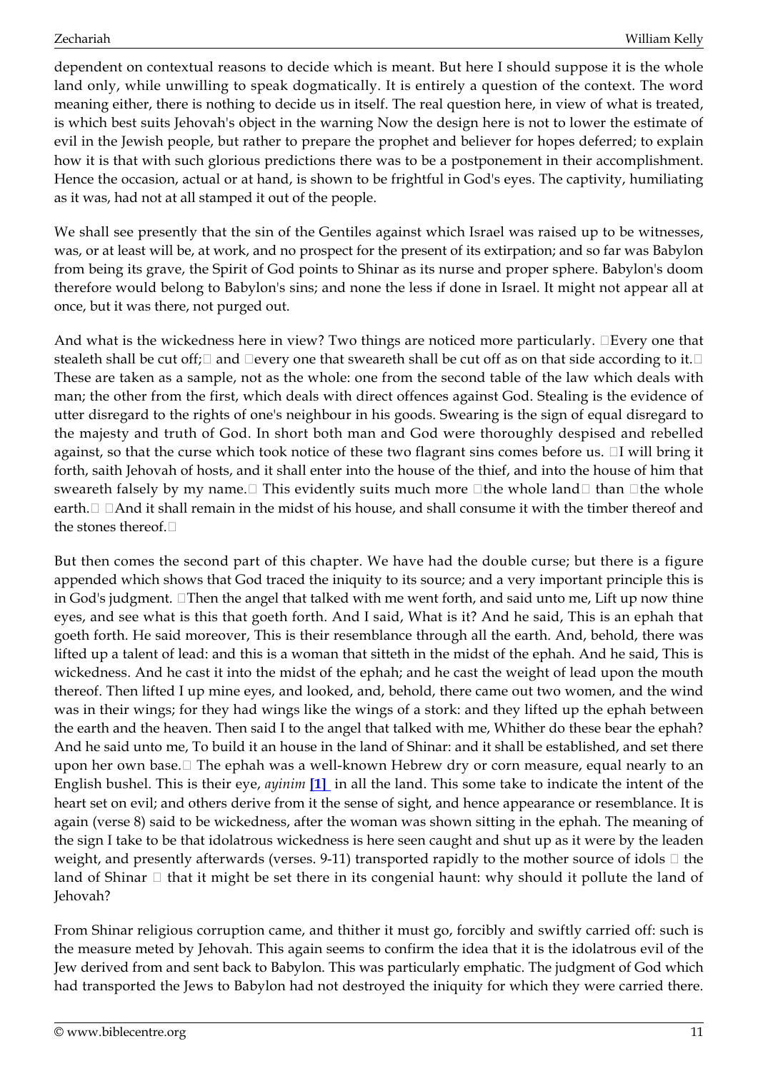dependent on contextual reasons to decide which is meant. But here I should suppose it is the whole land only, while unwilling to speak dogmatically. It is entirely a question of the context. The word meaning either, there is nothing to decide us in itself. The real question here, in view of what is treated, is which best suits Jehovah's object in the warning Now the design here is not to lower the estimate of evil in the Jewish people, but rather to prepare the prophet and believer for hopes deferred; to explain how it is that with such glorious predictions there was to be a postponement in their accomplishment. Hence the occasion, actual or at hand, is shown to be frightful in God's eyes. The captivity, humiliating as it was, had not at all stamped it out of the people.

We shall see presently that the sin of the Gentiles against which Israel was raised up to be witnesses, was, or at least will be, at work, and no prospect for the present of its extirpation; and so far was Babylon from being its grave, the Spirit of God points to Shinar as its nurse and proper sphere. Babylon's doom therefore would belong to Babylon's sins; and none the less if done in Israel. It might not appear all at once, but it was there, not purged out.

And what is the wickedness here in view? Two things are noticed more particularly. "Every one that stealeth shall be cut off;" and "every one that sweareth shall be cut off as on that side according to it." These are taken as a sample, not as the whole: one from the second table of the law which deals with man; the other from the first, which deals with direct offences against God. Stealing is the evidence of utter disregard to the rights of one's neighbour in his goods. Swearing is the sign of equal disregard to the majesty and truth of God. In short both man and God were thoroughly despised and rebelled against, so that the curse which took notice of these two flagrant sins comes before us. "I will bring it forth, saith Jehovah of hosts, and it shall enter into the house of the thief, and into the house of him that sweareth falsely by my name." This evidently suits much more "the whole land" than "the whole earth." "And it shall remain in the midst of his house, and shall consume it with the timber thereof and the stones thereof."

But then comes the second part of this chapter. We have had the double curse; but there is a figure appended which shows that God traced the iniquity to its source; and a very important principle this is in God's judgment. "Then the angel that talked with me went forth, and said unto me, Lift up now thine eyes, and see what is this that goeth forth. And I said, What is it? And he said, This is an ephah that goeth forth. He said moreover, This is their resemblance through all the earth. And, behold, there was lifted up a talent of lead: and this is a woman that sitteth in the midst of the ephah. And he said, This is wickedness. And he cast it into the midst of the ephah; and he cast the weight of lead upon the mouth thereof. Then lifted I up mine eyes, and looked, and, behold, there came out two women, and the wind was in their wings; for they had wings like the wings of a stork: and they lifted up the ephah between the earth and the heaven. Then said I to the angel that talked with me, Whither do these bear the ephah? And he said unto me, To build it an house in the land of Shinar: and it shall be established, and set there upon her own base." The ephah was a well-known Hebrew dry or corn measure, equal nearly to an English bushel. This is their eye, *ayinim* [1] in all the land. This some take to indicate the intent of the heart set on evil; and others derive from it the sense of sight, and hence appearance or resemblance. It is again (verse 8) said to be wickedness, after the woman was shown sitting in the ephah. The meaning of the sign I take to be that idolatrous wickedness is here seen caught and shut up as it were by the leaden weight, and presently afterwards (verses. 9-11) transported rapidly to the mother source of idols — the land of Shinar — that it might be set there in its congenial haunt: why should it pollute the land of Jehovah?

From Shinar religious corruption came, and thither it must go, forcibly and swiftly carried off: such is the measure meted by Jehovah. This again seems to confirm the idea that it is the idolatrous evil of the Jew derived from and sent back to Babylon. This was particularly emphatic. The judgment of God which had transported the Jews to Babylon had not destroyed the iniquity for which they were carried there.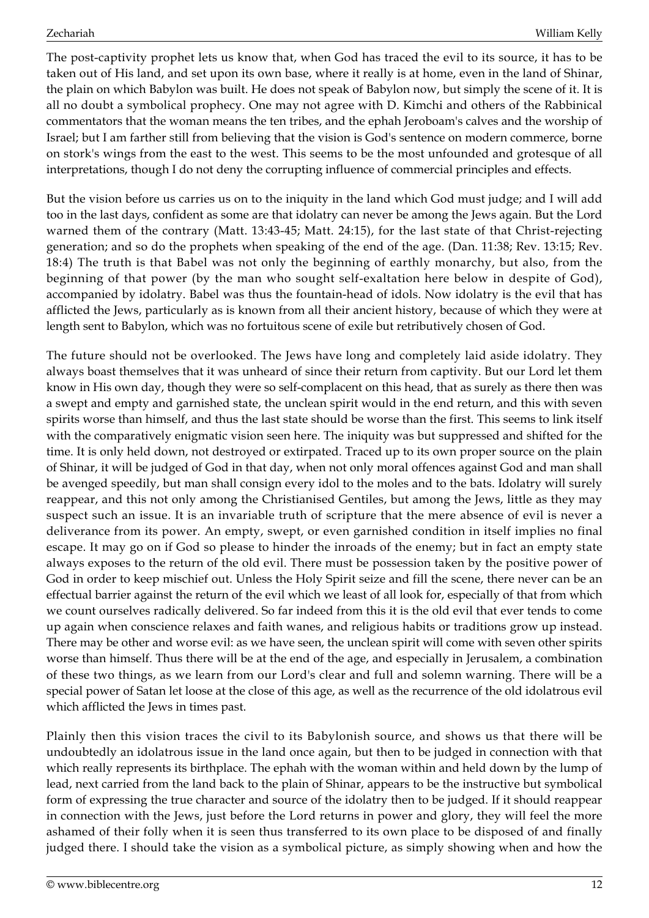The post-captivity prophet lets us know that, when God has traced the evil to its source, it has to be taken out of His land, and set upon its own base, where it really is at home, even in the land of Shinar, the plain on which Babylon was built. He does not speak of Babylon now, but simply the scene of it. It is all no doubt a symbolical prophecy. One may not agree with D. Kimchi and others of the Rabbinical commentators that the woman means the ten tribes, and the ephah Jeroboam's calves and the worship of Israel; but I am farther still from believing that the vision is God's sentence on modern commerce, borne on stork's wings from the east to the west. This seems to be the most unfounded and grotesque of all interpretations, though I do not deny the corrupting influence of commercial principles and effects.

But the vision before us carries us on to the iniquity in the land which God must judge; and I will add too in the last days, confident as some are that idolatry can never be among the Jews again. But the Lord warned them of the contrary (Matt. 13:43-45; Matt. 24:15), for the last state of that Christ-rejecting generation; and so do the prophets when speaking of the end of the age. (Dan. 11:38; Rev. 13:15; Rev. 18:4) The truth is that Babel was not only the beginning of earthly monarchy, but also, from the beginning of that power (by the man who sought self-exaltation here below in despite of God), accompanied by idolatry. Babel was thus the fountain-head of idols. Now idolatry is the evil that has afflicted the Jews, particularly as is known from all their ancient history, because of which they were at length sent to Babylon, which was no fortuitous scene of exile but retributively chosen of God.

The future should not be overlooked. The Jews have long and completely laid aside idolatry. They always boast themselves that it was unheard of since their return from captivity. But our Lord let them know in His own day, though they were so self-complacent on this head, that as surely as there then was a swept and empty and garnished state, the unclean spirit would in the end return, and this with seven spirits worse than himself, and thus the last state should be worse than the first. This seems to link itself with the comparatively enigmatic vision seen here. The iniquity was but suppressed and shifted for the time. It is only held down, not destroyed or extirpated. Traced up to its own proper source on the plain of Shinar, it will be judged of God in that day, when not only moral offences against God and man shall be avenged speedily, but man shall consign every idol to the moles and to the bats. Idolatry will surely reappear, and this not only among the Christianised Gentiles, but among the Jews, little as they may suspect such an issue. It is an invariable truth of scripture that the mere absence of evil is never a deliverance from its power. An empty, swept, or even garnished condition in itself implies no final escape. It may go on if God so please to hinder the inroads of the enemy; but in fact an empty state always exposes to the return of the old evil. There must be possession taken by the positive power of God in order to keep mischief out. Unless the Holy Spirit seize and fill the scene, there never can be an effectual barrier against the return of the evil which we least of all look for, especially of that from which we count ourselves radically delivered. So far indeed from this it is the old evil that ever tends to come up again when conscience relaxes and faith wanes, and religious habits or traditions grow up instead. There may be other and worse evil: as we have seen, the unclean spirit will come with seven other spirits worse than himself. Thus there will be at the end of the age, and especially in Jerusalem, a combination of these two things, as we learn from our Lord's clear and full and solemn warning. There will be a special power of Satan let loose at the close of this age, as well as the recurrence of the old idolatrous evil which afflicted the Jews in times past.

Plainly then this vision traces the civil to its Babylonish source, and shows us that there will be undoubtedly an idolatrous issue in the land once again, but then to be judged in connection with that which really represents its birthplace. The ephah with the woman within and held down by the lump of lead, next carried from the land back to the plain of Shinar, appears to be the instructive but symbolical form of expressing the true character and source of the idolatry then to be judged. If it should reappear in connection with the Jews, just before the Lord returns in power and glory, they will feel the more ashamed of their folly when it is seen thus transferred to its own place to be disposed of and finally judged there. I should take the vision as a symbolical picture, as simply showing when and how the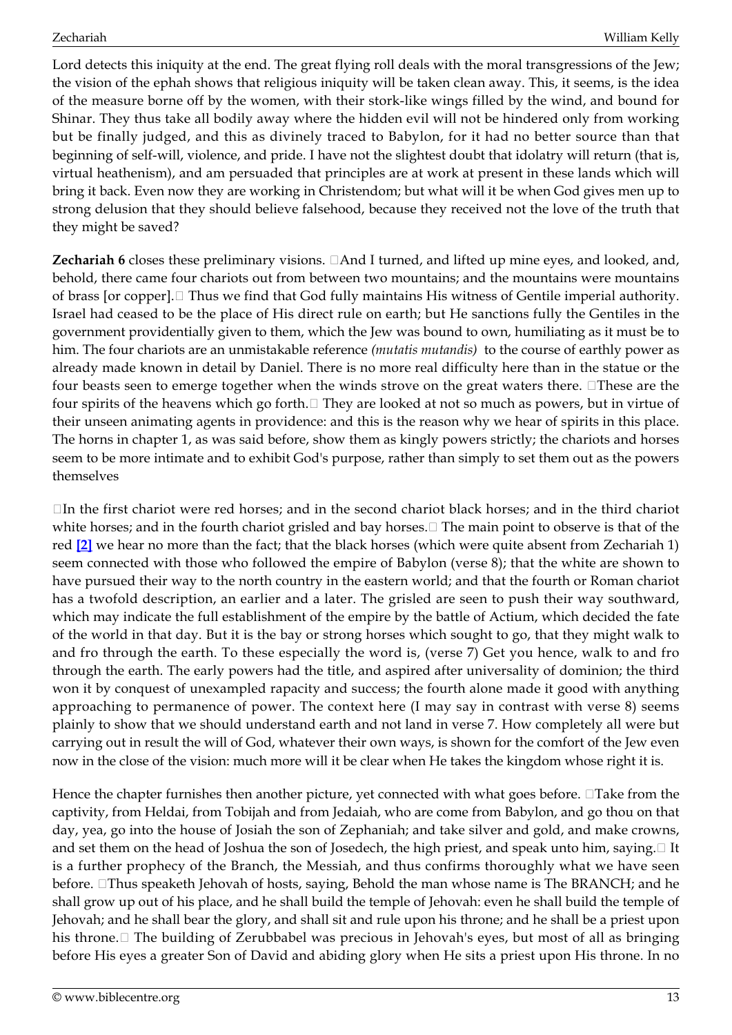Lord detects this iniquity at the end. The great flying roll deals with the moral transgressions of the Jew; the vision of the ephah shows that religious iniquity will be taken clean away. This, it seems, is the idea of the measure borne off by the women, with their stork-like wings filled by the wind, and bound for Shinar. They thus take all bodily away where the hidden evil will not be hindered only from working but be finally judged, and this as divinely traced to Babylon, for it had no better source than that beginning of self-will, violence, and pride. I have not the slightest doubt that idolatry will return (that is, virtual heathenism), and am persuaded that principles are at work at present in these lands which will bring it back. Even now they are working in Christendom; but what will it be when God gives men up to strong delusion that they should believe falsehood, because they received not the love of the truth that they might be saved?

**Zechariah 6** closes these preliminary visions. "And I turned, and lifted up mine eyes, and looked, and, behold, there came four chariots out from between two mountains; and the mountains were mountains of brass [or copper]." Thus we find that God fully maintains His witness of Gentile imperial authority. Israel had ceased to be the place of His direct rule on earth; but He sanctions fully the Gentiles in the government providentially given to them, which the Jew was bound to own, humiliating as it must be to him. The four chariots are an unmistakable reference *(mutatis mutandis)* to the course of earthly power as already made known in detail by Daniel. There is no more real difficulty here than in the statue or the four beasts seen to emerge together when the winds strove on the great waters there. "These are the four spirits of the heavens which go forth." They are looked at not so much as powers, but in virtue of their unseen animating agents in providence: and this is the reason why we hear of spirits in this place. The horns in chapter 1, as was said before, show them as kingly powers strictly; the chariots and horses seem to be more intimate and to exhibit God's purpose, rather than simply to set them out as the powers themselves

"In the first chariot were red horses; and in the second chariot black horses; and in the third chariot white horses; and in the fourth chariot grisled and bay horses." The main point to observe is that of the red **[2]** we hear no more than the fact; that the black horses (which were quite absent from Zechariah 1) seem connected with those who followed the empire of Babylon (verse 8); that the white are shown to have pursued their way to the north country in the eastern world; and that the fourth or Roman chariot has a twofold description, an earlier and a later. The grisled are seen to push their way southward, which may indicate the full establishment of the empire by the battle of Actium, which decided the fate of the world in that day. But it is the bay or strong horses which sought to go, that they might walk to and fro through the earth. To these especially the word is, (verse 7) Get you hence, walk to and fro through the earth. The early powers had the title, and aspired after universality of dominion; the third won it by conquest of unexampled rapacity and success; the fourth alone made it good with anything approaching to permanence of power. The context here (I may say in contrast with verse 8) seems plainly to show that we should understand earth and not land in verse 7. How completely all were but carrying out in result the will of God, whatever their own ways, is shown for the comfort of the Jew even now in the close of the vision: much more will it be clear when He takes the kingdom whose right it is.

Hence the chapter furnishes then another picture, yet connected with what goes before. "Take from the captivity, from Heldai, from Tobijah and from Jedaiah, who are come from Babylon, and go thou on that day, yea, go into the house of Josiah the son of Zephaniah; and take silver and gold, and make crowns, and set them on the head of Joshua the son of Josedech, the high priest, and speak unto him, saying." It is a further prophecy of the Branch, the Messiah, and thus confirms thoroughly what we have seen before. "Thus speaketh Jehovah of hosts, saying, Behold the man whose name is The BRANCH; and he shall grow up out of his place, and he shall build the temple of Jehovah: even he shall build the temple of Jehovah; and he shall bear the glory, and shall sit and rule upon his throne; and he shall be a priest upon his throne." The building of Zerubbabel was precious in Jehovah's eyes, but most of all as bringing before His eyes a greater Son of David and abiding glory when He sits a priest upon His throne. In no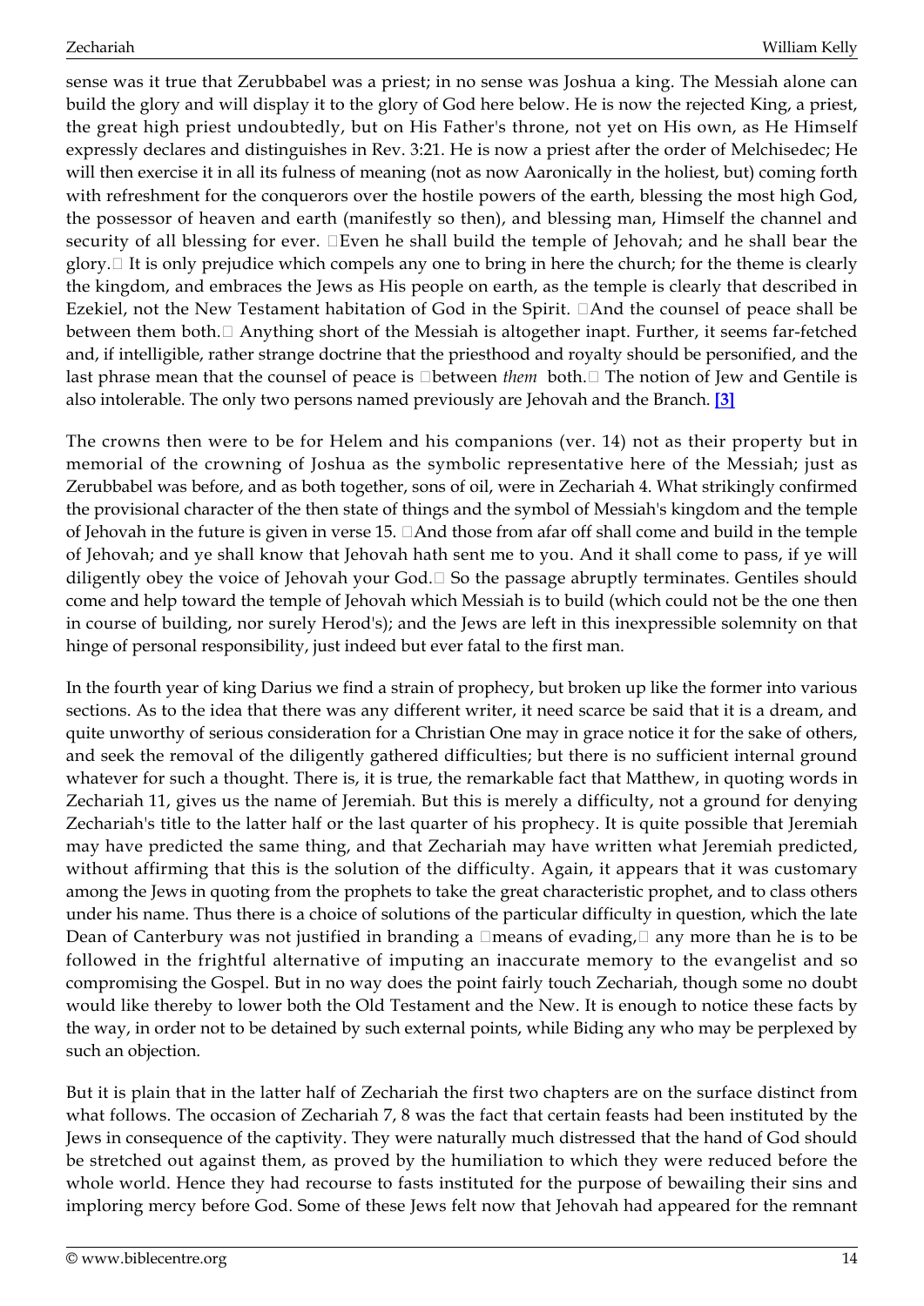sense was it true that Zerubbabel was a priest; in no sense was Joshua a king. The Messiah alone can build the glory and will display it to the glory of God here below. He is now the rejected King, a priest, the great high priest undoubtedly, but on His Father's throne, not yet on His own, as He Himself expressly declares and distinguishes in Rev. 3:21. He is now a priest after the order of Melchisedec; He will then exercise it in all its fulness of meaning (not as now Aaronically in the holiest, but) coming forth with refreshment for the conquerors over the hostile powers of the earth, blessing the most high God, the possessor of heaven and earth (manifestly so then), and blessing man, Himself the channel and security of all blessing for ever. "Even he shall build the temple of Jehovah; and he shall bear the glory." It is only prejudice which compels any one to bring in here the church; for the theme is clearly the kingdom, and embraces the Jews as His people on earth, as the temple is clearly that described in Ezekiel, not the New Testament habitation of God in the Spirit. "And the counsel of peace shall be between them both." Anything short of the Messiah is altogether inapt. Further, it seems far-fetched and, if intelligible, rather strange doctrine that the priesthood and royalty should be personified, and the last phrase mean that the counsel of peace is "between *them* both." The notion of Jew and Gentile is also intolerable. The only two persons named previously are Jehovah and the Branch. **[3]**

The crowns then were to be for Helem and his companions (ver. 14) not as their property but in memorial of the crowning of Joshua as the symbolic representative here of the Messiah; just as Zerubbabel was before, and as both together, sons of oil, were in Zechariah 4. What strikingly confirmed the provisional character of the then state of things and the symbol of Messiah's kingdom and the temple of Jehovah in the future is given in verse 15. "And those from afar off shall come and build in the temple of Jehovah; and ye shall know that Jehovah hath sent me to you. And it shall come to pass, if ye will diligently obey the voice of Jehovah your God." So the passage abruptly terminates. Gentiles should come and help toward the temple of Jehovah which Messiah is to build (which could not be the one then in course of building, nor surely Herod's); and the Jews are left in this inexpressible solemnity on that hinge of personal responsibility, just indeed but ever fatal to the first man.

In the fourth year of king Darius we find a strain of prophecy, but broken up like the former into various sections. As to the idea that there was any different writer, it need scarce be said that it is a dream, and quite unworthy of serious consideration for a Christian One may in grace notice it for the sake of others, and seek the removal of the diligently gathered difficulties; but there is no sufficient internal ground whatever for such a thought. There is, it is true, the remarkable fact that Matthew, in quoting words in Zechariah 11, gives us the name of Jeremiah. But this is merely a difficulty, not a ground for denying Zechariah's title to the latter half or the last quarter of his prophecy. It is quite possible that Jeremiah may have predicted the same thing, and that Zechariah may have written what Jeremiah predicted, without affirming that this is the solution of the difficulty. Again, it appears that it was customary among the Jews in quoting from the prophets to take the great characteristic prophet, and to class others under his name. Thus there is a choice of solutions of the particular difficulty in question, which the late Dean of Canterbury was not justified in branding a "means of evading," any more than he is to be followed in the frightful alternative of imputing an inaccurate memory to the evangelist and so compromising the Gospel. But in no way does the point fairly touch Zechariah, though some no doubt would like thereby to lower both the Old Testament and the New. It is enough to notice these facts by the way, in order not to be detained by such external points, while Biding any who may be perplexed by such an objection.

But it is plain that in the latter half of Zechariah the first two chapters are on the surface distinct from what follows. The occasion of Zechariah 7, 8 was the fact that certain feasts had been instituted by the Jews in consequence of the captivity. They were naturally much distressed that the hand of God should be stretched out against them, as proved by the humiliation to which they were reduced before the whole world. Hence they had recourse to fasts instituted for the purpose of bewailing their sins and imploring mercy before God. Some of these Jews felt now that Jehovah had appeared for the remnant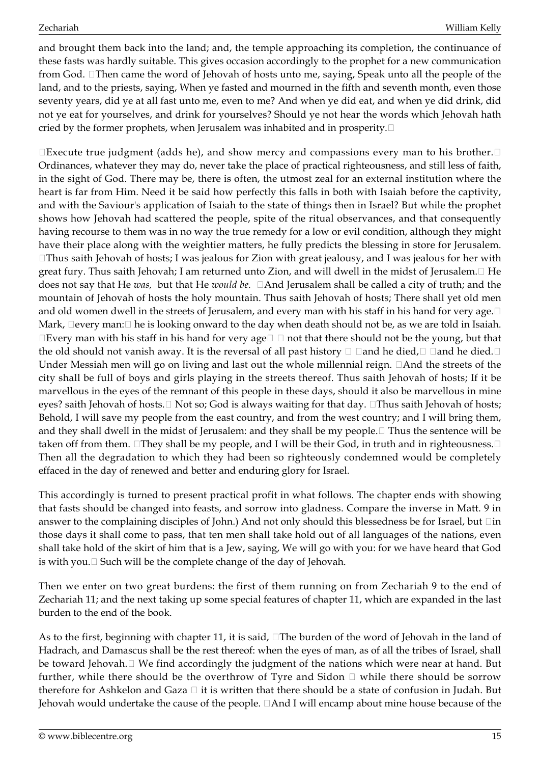and brought them back into the land; and, the temple approaching its completion, the continuance of these fasts was hardly suitable. This gives occasion accordingly to the prophet for a new communication from God. "Then came the word of Jehovah of hosts unto me, saying, Speak unto all the people of the land, and to the priests, saying, When ye fasted and mourned in the fifth and seventh month, even those seventy years, did ye at all fast unto me, even to me? And when ye did eat, and when ye did drink, did not ye eat for yourselves, and drink for yourselves? Should ye not hear the words which Jehovah hath cried by the former prophets, when Jerusalem was inhabited and in prosperity."

"Execute true judgment (adds he), and show mercy and compassions every man to his brother." Ordinances, whatever they may do, never take the place of practical righteousness, and still less of faith, in the sight of God. There may be, there is often, the utmost zeal for an external institution where the heart is far from Him. Need it be said how perfectly this falls in both with Isaiah before the captivity, and with the Saviour's application of Isaiah to the state of things then in Israel? But while the prophet shows how Jehovah had scattered the people, spite of the ritual observances, and that consequently having recourse to them was in no way the true remedy for a low or evil condition, although they might have their place along with the weightier matters, he fully predicts the blessing in store for Jerusalem. "Thus saith Jehovah of hosts; I was jealous for Zion with great jealousy, and I was jealous for her with great fury. Thus saith Jehovah; I am returned unto Zion, and will dwell in the midst of Jerusalem." He does not say that He *was,* but that He *would be.* "And Jerusalem shall be called a city of truth; and the mountain of Jehovah of hosts the holy mountain. Thus saith Jehovah of hosts; There shall yet old men and old women dwell in the streets of Jerusalem, and every man with his staff in his hand for very age." Mark, "every man:" he is looking onward to the day when death should not be, as we are told in Isaiah. "Every man with his staff in his hand for very age" — not that there should not be the young, but that the old should not vanish away. It is the reversal of all past history — "and he died," "and he died." Under Messiah men will go on living and last out the whole millennial reign. "And the streets of the city shall be full of boys and girls playing in the streets thereof. Thus saith Jehovah of hosts; If it be marvellous in the eyes of the remnant of this people in these days, should it also be marvellous in mine eyes? saith Jehovah of hosts." Not so; God is always waiting for that day. "Thus saith Jehovah of hosts; Behold, I will save my people from the east country, and from the west country; and I will bring them, and they shall dwell in the midst of Jerusalem: and they shall be my people." Thus the sentence will be taken off from them. "They shall be my people, and I will be their God, in truth and in righteousness." Then all the degradation to which they had been so righteously condemned would be completely effaced in the day of renewed and better and enduring glory for Israel.

This accordingly is turned to present practical profit in what follows. The chapter ends with showing that fasts should be changed into feasts, and sorrow into gladness. Compare the inverse in Matt. 9 in answer to the complaining disciples of John.) And not only should this blessedness be for Israel, but "in those days it shall come to pass, that ten men shall take hold out of all languages of the nations, even shall take hold of the skirt of him that is a Jew, saying, We will go with you: for we have heard that God is with you." Such will be the complete change of the day of Jehovah.

Then we enter on two great burdens: the first of them running on from Zechariah 9 to the end of Zechariah 11; and the next taking up some special features of chapter 11, which are expanded in the last burden to the end of the book.

As to the first, beginning with chapter 11, it is said, "The burden of the word of Jehovah in the land of Hadrach, and Damascus shall be the rest thereof: when the eyes of man, as of all the tribes of Israel, shall be toward Jehovah." We find accordingly the judgment of the nations which were near at hand. But further, while there should be the overthrow of Tyre and Sidon — while there should be sorrow therefore for Ashkelon and Gaza — it is written that there should be a state of confusion in Judah. But Jehovah would undertake the cause of the people. "And I will encamp about mine house because of the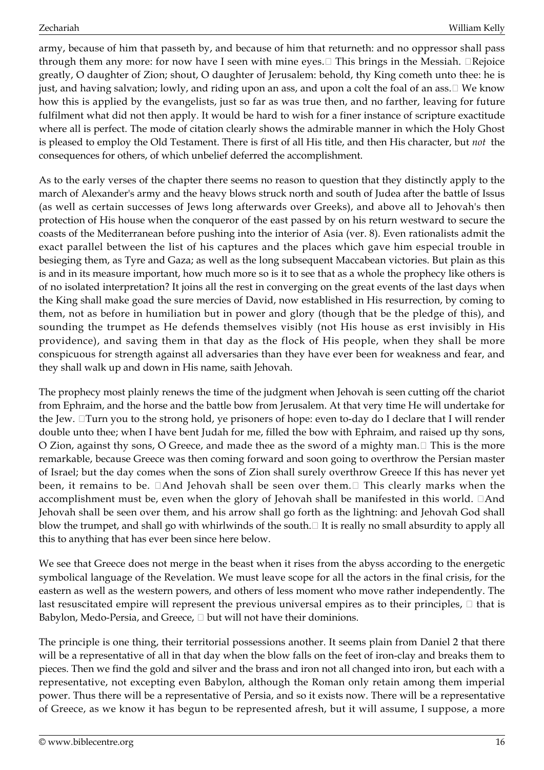army, because of him that passeth by, and because of him that returneth: and no oppressor shall pass through them any more: for now have I seen with mine eyes." This brings in the Messiah. "Rejoice greatly, O daughter of Zion; shout, O daughter of Jerusalem: behold, thy King cometh unto thee: he is just, and having salvation; lowly, and riding upon an ass, and upon a colt the foal of an ass." We know how this is applied by the evangelists, just so far as was true then, and no farther, leaving for future fulfilment what did not then apply. It would be hard to wish for a finer instance of scripture exactitude where all is perfect. The mode of citation clearly shows the admirable manner in which the Holy Ghost is pleased to employ the Old Testament. There is first of all His title, and then His character, but *not* the consequences for others, of which unbelief deferred the accomplishment.

As to the early verses of the chapter there seems no reason to question that they distinctly apply to the march of Alexander's army and the heavy blows struck north and south of Judea after the battle of Issus (as well as certain successes of Jews long afterwards over Greeks), and above all to Jehovah's then protection of His house when the conqueror of the east passed by on his return westward to secure the coasts of the Mediterranean before pushing into the interior of Asia (ver. 8). Even rationalists admit the exact parallel between the list of his captures and the places which gave him especial trouble in besieging them, as Tyre and Gaza; as well as the long subsequent Maccabean victories. But plain as this is and in its measure important, how much more so is it to see that as a whole the prophecy like others is of no isolated interpretation? It joins all the rest in converging on the great events of the last days when the King shall make goad the sure mercies of David, now established in His resurrection, by coming to them, not as before in humiliation but in power and glory (though that be the pledge of this), and sounding the trumpet as He defends themselves visibly (not His house as erst invisibly in His providence), and saving them in that day as the flock of His people, when they shall be more conspicuous for strength against all adversaries than they have ever been for weakness and fear, and they shall walk up and down in His name, saith Jehovah.

The prophecy most plainly renews the time of the judgment when Jehovah is seen cutting off the chariot from Ephraim, and the horse and the battle bow from Jerusalem. At that very time He will undertake for the Jew. "Turn you to the strong hold, ye prisoners of hope: even to-day do I declare that I will render double unto thee; when I have bent Judah for me, filled the bow with Ephraim, and raised up thy sons, O Zion, against thy sons, O Greece, and made thee as the sword of a mighty man." This is the more remarkable, because Greece was then coming forward and soon going to overthrow the Persian master of Israel; but the day comes when the sons of Zion shall surely overthrow Greece If this has never yet been, it remains to be. "And Jehovah shall be seen over them." This clearly marks when the accomplishment must be, even when the glory of Jehovah shall be manifested in this world. "And Jehovah shall be seen over them, and his arrow shall go forth as the lightning: and Jehovah God shall blow the trumpet, and shall go with whirlwinds of the south." It is really no small absurdity to apply all this to anything that has ever been since here below.

We see that Greece does not merge in the beast when it rises from the abyss according to the energetic symbolical language of the Revelation. We must leave scope for all the actors in the final crisis, for the eastern as well as the western powers, and others of less moment who move rather independently. The last resuscitated empire will represent the previous universal empires as to their principles, — that is Babylon, Medo-Persia, and Greece, — but will not have their dominions.

The principle is one thing, their territorial possessions another. It seems plain from Daniel 2 that there will be a representative of all in that day when the blow falls on the feet of iron-clay and breaks them to pieces. Then we find the gold and silver and the brass and iron not all changed into iron, but each with a representative, not excepting even Babylon, although the Roman only retain among them imperial power. Thus there will be a representative of Persia, and so it exists now. There will be a representative of Greece, as we know it has begun to be represented afresh, but it will assume, I suppose, a more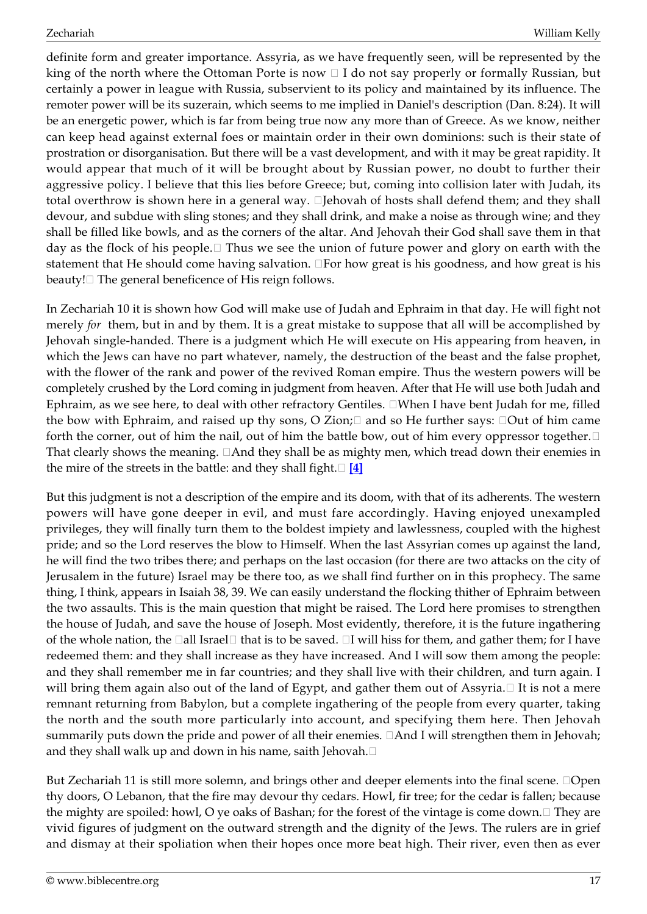definite form and greater importance. Assyria, as we have frequently seen, will be represented by the king of the north where the Ottoman Porte is now  I do not say properly or formally Russian, but certainly a power in league with Russia, subservient to its policy and maintained by its influence. The remoter power will be its suzerain, which seems to me implied in Daniel's description (Dan. 8:24). It will be an energetic power, which is far from being true now any more than of Greece. As we know, neither can keep head against external foes or maintain order in their own dominions: such is their state of prostration or disorganisation. But there will be a vast development, and with it may be great rapidity. It would appear that much of it will be brought about by Russian power, no doubt to further their aggressive policy. I believe that this lies before Greece; but, coming into collision later with Judah, its total overthrow is shown here in a general way. Jehovah of hosts shall defend them; and they shall devour, and subdue with sling stones; and they shall drink, and make a noise as through wine; and they shall be filled like bowls, and as the corners of the altar. And Jehovah their God shall save them in that day as the flock of his people. Thus we see the union of future power and glory on earth with the statement that He should come having salvation. For how great is his goodness, and how great is his beauty! The general beneficence of His reign follows.

In Zechariah 10 it is shown how God will make use of Judah and Ephraim in that day. He will fight not merely *for* them, but in and by them. It is a great mistake to suppose that all will be accomplished by Jehovah single-handed. There is a judgment which He will execute on His appearing from heaven, in which the Jews can have no part whatever, namely, the destruction of the beast and the false prophet, with the flower of the rank and power of the revived Roman empire. Thus the western powers will be completely crushed by the Lord coming in judgment from heaven. After that He will use both Judah and Ephraim, as we see here, to deal with other refractory Gentiles. When I have bent Judah for me, filled the bow with Ephraim, and raised up thy sons, O Zion; and so He further says: Out of him came forth the corner, out of him the nail, out of him the battle bow, out of him every oppressor together. That clearly shows the meaning. And they shall be as mighty men, which tread down their enemies in the mire of the streets in the battle: and they shall fight. **[4]**

But this judgment is not a description of the empire and its doom, with that of its adherents. The western powers will have gone deeper in evil, and must fare accordingly. Having enjoyed unexampled privileges, they will finally turn them to the boldest impiety and lawlessness, coupled with the highest pride; and so the Lord reserves the blow to Himself. When the last Assyrian comes up against the land, he will find the two tribes there; and perhaps on the last occasion (for there are two attacks on the city of Jerusalem in the future) Israel may be there too, as we shall find further on in this prophecy. The same thing, I think, appears in Isaiah 38, 39. We can easily understand the flocking thither of Ephraim between the two assaults. This is the main question that might be raised. The Lord here promises to strengthen the house of Judah, and save the house of Joseph. Most evidently, therefore, it is the future ingathering of the whole nation, the all Israel that is to be saved. I will hiss for them, and gather them; for I have redeemed them: and they shall increase as they have increased. And I will sow them among the people: and they shall remember me in far countries; and they shall live with their children, and turn again. I will bring them again also out of the land of Egypt, and gather them out of Assyria. It is not a mere remnant returning from Babylon, but a complete ingathering of the people from every quarter, taking the north and the south more particularly into account, and specifying them here. Then Jehovah summarily puts down the pride and power of all their enemies. And I will strengthen them in Jehovah; and they shall walk up and down in his name, saith Jehovah.

But Zechariah 11 is still more solemn, and brings other and deeper elements into the final scene. Open thy doors, O Lebanon, that the fire may devour thy cedars. Howl, fir tree; for the cedar is fallen; because the mighty are spoiled: howl, O ye oaks of Bashan; for the forest of the vintage is come down. They are vivid figures of judgment on the outward strength and the dignity of the Jews. The rulers are in grief and dismay at their spoliation when their hopes once more beat high. Their river, even then as ever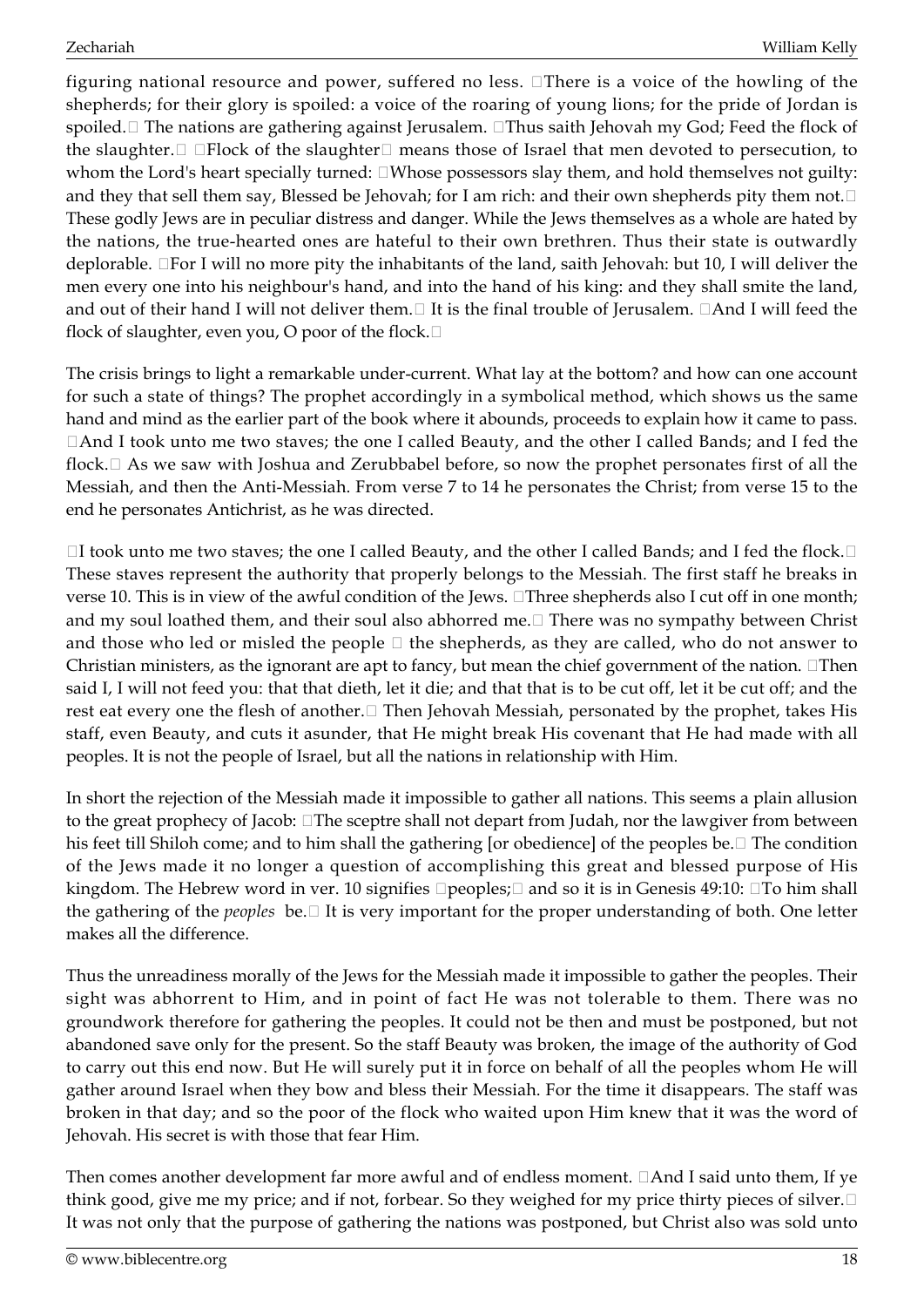figuring national resource and power, suffered no less. "There is a voice of the howling of the shepherds; for their glory is spoiled: a voice of the roaring of young lions; for the pride of Jordan is spoiled." The nations are gathering against Jerusalem. "Thus saith Jehovah my God; Feed the flock of the slaughter." "Flock of the slaughter" means those of Israel that men devoted to persecution, to whom the Lord's heart specially turned: "Whose possessors slay them, and hold themselves not guilty: and they that sell them say, Blessed be Jehovah; for I am rich: and their own shepherds pity them not." These godly Jews are in peculiar distress and danger. While the Jews themselves as a whole are hated by the nations, the true-hearted ones are hateful to their own brethren. Thus their state is outwardly deplorable. "For I will no more pity the inhabitants of the land, saith Jehovah: but 10, I will deliver the men every one into his neighbour's hand, and into the hand of his king: and they shall smite the land, and out of their hand I will not deliver them." It is the final trouble of Jerusalem. "And I will feed the flock of slaughter, even you, O poor of the flock."

The crisis brings to light a remarkable under-current. What lay at the bottom? and how can one account for such a state of things? The prophet accordingly in a symbolical method, which shows us the same hand and mind as the earlier part of the book where it abounds, proceeds to explain how it came to pass. "And I took unto me two staves; the one I called Beauty, and the other I called Bands; and I fed the flock." As we saw with Joshua and Zerubbabel before, so now the prophet personates first of all the Messiah, and then the Anti-Messiah. From verse 7 to 14 he personates the Christ; from verse 15 to the end he personates Antichrist, as he was directed.

"I took unto me two staves; the one I called Beauty, and the other I called Bands; and I fed the flock." These staves represent the authority that properly belongs to the Messiah. The first staff he breaks in verse 10. This is in view of the awful condition of the Jews. "Three shepherds also I cut off in one month; and my soul loathed them, and their soul also abhorred me." There was no sympathy between Christ and those who led or misled the people — the shepherds, as they are called, who do not answer to Christian ministers, as the ignorant are apt to fancy, but mean the chief government of the nation. "Then said I, I will not feed you: that that dieth, let it die; and that that is to be cut off, let it be cut off; and the rest eat every one the flesh of another." Then Jehovah Messiah, personated by the prophet, takes His staff, even Beauty, and cuts it asunder, that He might break His covenant that He had made with all peoples. It is not the people of Israel, but all the nations in relationship with Him.

In short the rejection of the Messiah made it impossible to gather all nations. This seems a plain allusion to the great prophecy of Jacob: "The sceptre shall not depart from Judah, nor the lawgiver from between his feet till Shiloh come; and to him shall the gathering [or obedience] of the peoples be." The condition of the Jews made it no longer a question of accomplishing this great and blessed purpose of His kingdom. The Hebrew word in ver. 10 signifies "peoples;" and so it is in Genesis 49:10: "To him shall the gathering of the *peoples* be." It is very important for the proper understanding of both. One letter makes all the difference.

Thus the unreadiness morally of the Jews for the Messiah made it impossible to gather the peoples. Their sight was abhorrent to Him, and in point of fact He was not tolerable to them. There was no groundwork therefore for gathering the peoples. It could not be then and must be postponed, but not abandoned save only for the present. So the staff Beauty was broken, the image of the authority of God to carry out this end now. But He will surely put it in force on behalf of all the peoples whom He will gather around Israel when they bow and bless their Messiah. For the time it disappears. The staff was broken in that day; and so the poor of the flock who waited upon Him knew that it was the word of Jehovah. His secret is with those that fear Him.

Then comes another development far more awful and of endless moment. "And I said unto them, If ye think good, give me my price; and if not, forbear. So they weighed for my price thirty pieces of silver." It was not only that the purpose of gathering the nations was postponed, but Christ also was sold unto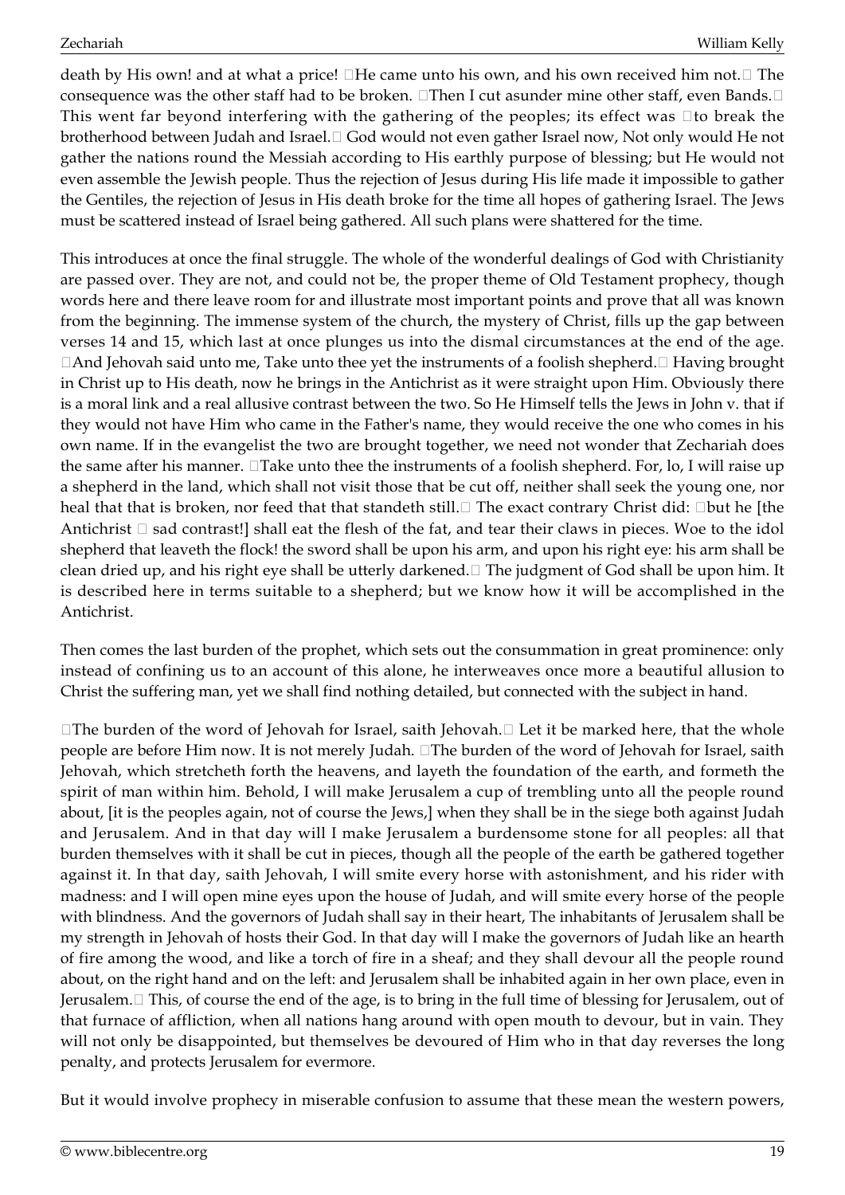death by His own! and at what a price! “He came unto his own, and his own received him not.” The consequence was the other staff had to be broken. “Then I cut asunder mine other staff, even Bands.” This went far beyond interfering with the gathering of the peoples; its effect was “to break the brotherhood between Judah and Israel.” God would not even gather Israel now, Not only would He not gather the nations round the Messiah according to His earthly purpose of blessing; but He would not even assemble the Jewish people. Thus the rejection of Jesus during His life made it impossible to gather the Gentiles, the rejection of Jesus in His death broke for the time all hopes of gathering Israel. The Jews must be scattered instead of Israel being gathered. All such plans were shattered for the time.

This introduces at once the final struggle. The whole of the wonderful dealings of God with Christianity are passed over. They are not, and could not be, the proper theme of Old Testament prophecy, though words here and there leave room for and illustrate most important points and prove that all was known from the beginning. The immense system of the church, the mystery of Christ, fills up the gap between verses 14 and 15, which last at once plunges us into the dismal circumstances at the end of the age. “And Jehovah said unto me, Take unto thee yet the instruments of a foolish shepherd.” Having brought in Christ up to His death, now he brings in the Antichrist as it were straight upon Him. Obviously there is a moral link and a real allusive contrast between the two. So He Himself tells the Jews in John v. that if they would not have Him who came in the Father's name, they would receive the one who comes in his own name. If in the evangelist the two are brought together, we need not wonder that Zechariah does the same after his manner. “Take unto thee the instruments of a foolish shepherd. For, lo, I will raise up a shepherd in the land, which shall not visit those that be cut off, neither shall seek the young one, nor heal that that is broken, nor feed that that standeth still.” The exact contrary Christ did: “but he [the Antichrist – sad contrast!] shall eat the flesh of the fat, and tear their claws in pieces. Woe to the idol shepherd that leaveth the flock! the sword shall be upon his arm, and upon his right eye: his arm shall be clean dried up, and his right eye shall be utterly darkened.” The judgment of God shall be upon him. It is described here in terms suitable to a shepherd; but we know how it will be accomplished in the Antichrist.

Then comes the last burden of the prophet, which sets out the consummation in great prominence: only instead of confining us to an account of this alone, he interweaves once more a beautiful allusion to Christ the suffering man, yet we shall find nothing detailed, but connected with the subject in hand.

“The burden of the word of Jehovah for Israel, saith Jehovah.” Let it be marked here, that the whole people are before Him now. It is not merely Judah. “The burden of the word of Jehovah for Israel, saith Jehovah, which stretcheth forth the heavens, and layeth the foundation of the earth, and formeth the spirit of man within him. Behold, I will make Jerusalem a cup of trembling unto all the people round about, [it is the peoples again, not of course the Jews,] when they shall be in the siege both against Judah and Jerusalem. And in that day will I make Jerusalem a burdensome stone for all peoples: all that burden themselves with it shall be cut in pieces, though all the people of the earth be gathered together against it. In that day, saith Jehovah, I will smite every horse with astonishment, and his rider with madness: and I will open mine eyes upon the house of Judah, and will smite every horse of the people with blindness. And the governors of Judah shall say in their heart, The inhabitants of Jerusalem shall be my strength in Jehovah of hosts their God. In that day will I make the governors of Judah like an hearth of fire among the wood, and like a torch of fire in a sheaf; and they shall devour all the people round about, on the right hand and on the left: and Jerusalem shall be inhabited again in her own place, even in Jerusalem.” This, of course the end of the age, is to bring in the full time of blessing for Jerusalem, out of that furnace of affliction, when all nations hang around with open mouth to devour, but in vain. They will not only be disappointed, but themselves be devoured of Him who in that day reverses the long penalty, and protects Jerusalem for evermore.

But it would involve prophecy in miserable confusion to assume that these mean the western powers,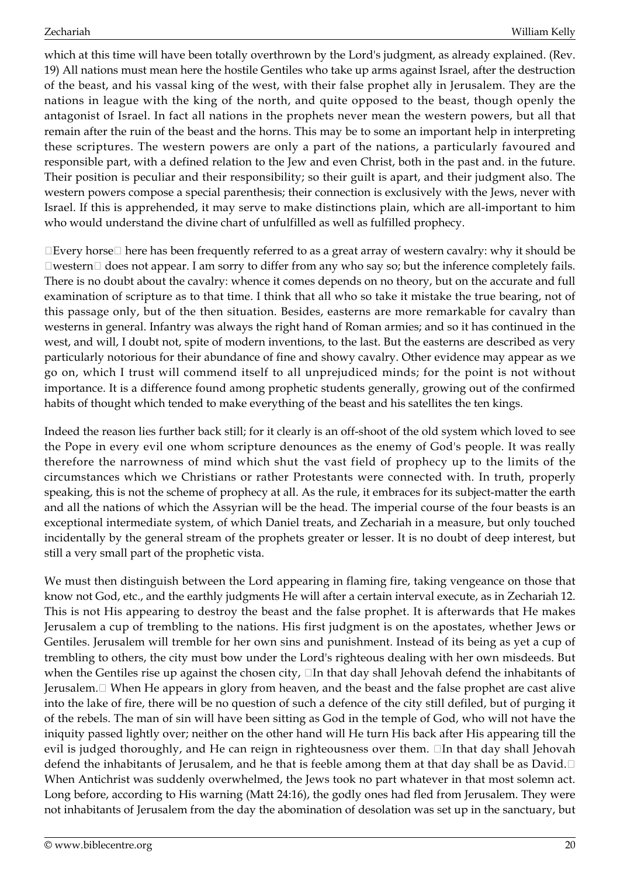which at this time will have been totally overthrown by the Lord's judgment, as already explained. (Rev. 19) All nations must mean here the hostile Gentiles who take up arms against Israel, after the destruction of the beast, and his vassal king of the west, with their false prophet ally in Jerusalem. They are the nations in league with the king of the north, and quite opposed to the beast, though openly the antagonist of Israel. In fact all nations in the prophets never mean the western powers, but all that remain after the ruin of the beast and the horns. This may be to some an important help in interpreting these scriptures. The western powers are only a part of the nations, a particularly favoured and responsible part, with a defined relation to the Jew and even Christ, both in the past and. in the future. Their position is peculiar and their responsibility; so their guilt is apart, and their judgment also. The western powers compose a special parenthesis; their connection is exclusively with the Jews, never with Israel. If this is apprehended, it may serve to make distinctions plain, which are all-important to him who would understand the divine chart of unfulfilled as well as fulfilled prophecy.

"Every horse" here has been frequently referred to as a great array of western cavalry: why it should be "western" does not appear. I am sorry to differ from any who say so; but the inference completely fails. There is no doubt about the cavalry: whence it comes depends on no theory, but on the accurate and full examination of scripture as to that time. I think that all who so take it mistake the true bearing, not of this passage only, but of the then situation. Besides, easterns are more remarkable for cavalry than westerns in general. Infantry was always the right hand of Roman armies; and so it has continued in the west, and will, I doubt not, spite of modern inventions, to the last. But the easterns are described as very particularly notorious for their abundance of fine and showy cavalry. Other evidence may appear as we go on, which I trust will commend itself to all unprejudiced minds; for the point is not without importance. It is a difference found among prophetic students generally, growing out of the confirmed habits of thought which tended to make everything of the beast and his satellites the ten kings.

Indeed the reason lies further back still; for it clearly is an off-shoot of the old system which loved to see the Pope in every evil one whom scripture denounces as the enemy of God's people. It was really therefore the narrowness of mind which shut the vast field of prophecy up to the limits of the circumstances which we Christians or rather Protestants were connected with. In truth, properly speaking, this is not the scheme of prophecy at all. As the rule, it embraces for its subject-matter the earth and all the nations of which the Assyrian will be the head. The imperial course of the four beasts is an exceptional intermediate system, of which Daniel treats, and Zechariah in a measure, but only touched incidentally by the general stream of the prophets greater or lesser. It is no doubt of deep interest, but still a very small part of the prophetic vista.

We must then distinguish between the Lord appearing in flaming fire, taking vengeance on those that know not God, etc., and the earthly judgments He will after a certain interval execute, as in Zechariah 12. This is not His appearing to destroy the beast and the false prophet. It is afterwards that He makes Jerusalem a cup of trembling to the nations. His first judgment is on the apostates, whether Jews or Gentiles. Jerusalem will tremble for her own sins and punishment. Instead of its being as yet a cup of trembling to others, the city must bow under the Lord's righteous dealing with her own misdeeds. But when the Gentiles rise up against the chosen city, "In that day shall Jehovah defend the inhabitants of Jerusalem." When He appears in glory from heaven, and the beast and the false prophet are cast alive into the lake of fire, there will be no question of such a defence of the city still defiled, but of purging it of the rebels. The man of sin will have been sitting as God in the temple of God, who will not have the iniquity passed lightly over; neither on the other hand will He turn His back after His appearing till the evil is judged thoroughly, and He can reign in righteousness over them. "In that day shall Jehovah defend the inhabitants of Jerusalem, and he that is feeble among them at that day shall be as David." When Antichrist was suddenly overwhelmed, the Jews took no part whatever in that most solemn act. Long before, according to His warning (Matt 24:16), the godly ones had fled from Jerusalem. They were not inhabitants of Jerusalem from the day the abomination of desolation was set up in the sanctuary, but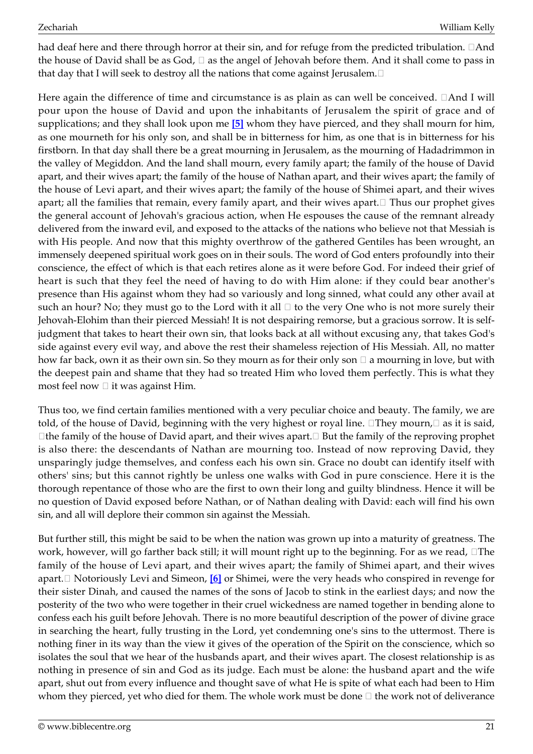had deaf here and there through horror at their sin, and for refuge from the predicted tribulation. "And the house of David shall be as God, — as the angel of Jehovah before them. And it shall come to pass in that day that I will seek to destroy all the nations that come against Jerusalem."

Here again the difference of time and circumstance is as plain as can well be conceived. "And I will pour upon the house of David and upon the inhabitants of Jerusalem the spirit of grace and of supplications; and they shall look upon me **[5]** whom they have pierced, and they shall mourn for him, as one mourneth for his only son, and shall be in bitterness for him, as one that is in bitterness for his firstborn. In that day shall there be a great mourning in Jerusalem, as the mourning of Hadadrimmon in the valley of Megiddon. And the land shall mourn, every family apart; the family of the house of David apart, and their wives apart; the family of the house of Nathan apart, and their wives apart; the family of the house of Levi apart, and their wives apart; the family of the house of Shimei apart, and their wives apart; all the families that remain, every family apart, and their wives apart." Thus our prophet gives the general account of Jehovah's gracious action, when He espouses the cause of the remnant already delivered from the inward evil, and exposed to the attacks of the nations who believe not that Messiah is with His people. And now that this mighty overthrow of the gathered Gentiles has been wrought, an immensely deepened spiritual work goes on in their souls. The word of God enters profoundly into their conscience, the effect of which is that each retires alone as it were before God. For indeed their grief of heart is such that they feel the need of having to do with Him alone: if they could bear another's presence than His against whom they had so variously and long sinned, what could any other avail at such an hour? No; they must go to the Lord with it all — to the very One who is not more surely their Jehovah-Elohim than their pierced Messiah! It is not despairing remorse, but a gracious sorrow. It is self-judgment that takes to heart their own sin, that looks back at all without excusing any, that takes God's side against every evil way, and above the rest their shameless rejection of His Messiah. All, no matter how far back, own it as their own sin. So they mourn as for their only son — a mourning in love, but with the deepest pain and shame that they had so treated Him who loved them perfectly. This is what they most feel now — it was against Him.

Thus too, we find certain families mentioned with a very peculiar choice and beauty. The family, we are told, of the house of David, beginning with the very highest or royal line. "They mourn," as it is said, "the family of the house of David apart, and their wives apart." But the family of the reproving prophet is also there: the descendants of Nathan are mourning too. Instead of now reproving David, they unsparingly judge themselves, and confess each his own sin. Grace no doubt can identify itself with others' sins; but this cannot rightly be unless one walks with God in pure conscience. Here it is the thorough repentance of those who are the first to own their long and guilty blindness. Hence it will be no question of David exposed before Nathan, or of Nathan dealing with David: each will find his own sin, and all will deplore their common sin against the Messiah.

But further still, this might be said to be when the nation was grown up into a maturity of greatness. The work, however, will go farther back still; it will mount right up to the beginning. For as we read, "The family of the house of Levi apart, and their wives apart; the family of Shimei apart, and their wives apart." Notoriously Levi and Simeon, **[6]** or Shimei, were the very heads who conspired in revenge for their sister Dinah, and caused the names of the sons of Jacob to stink in the earliest days; and now the posterity of the two who were together in their cruel wickedness are named together in bending alone to confess each his guilt before Jehovah. There is no more beautiful description of the power of divine grace in searching the heart, fully trusting in the Lord, yet condemning one's sins to the uttermost. There is nothing finer in its way than the view it gives of the operation of the Spirit on the conscience, which so isolates the soul that we hear of the husbands apart, and their wives apart. The closest relationship is as nothing in presence of sin and God as its judge. Each must be alone: the husband apart and the wife apart, shut out from every influence and thought save of what He is spite of what each had been to Him whom they pierced, yet who died for them. The whole work must be done — the work not of deliverance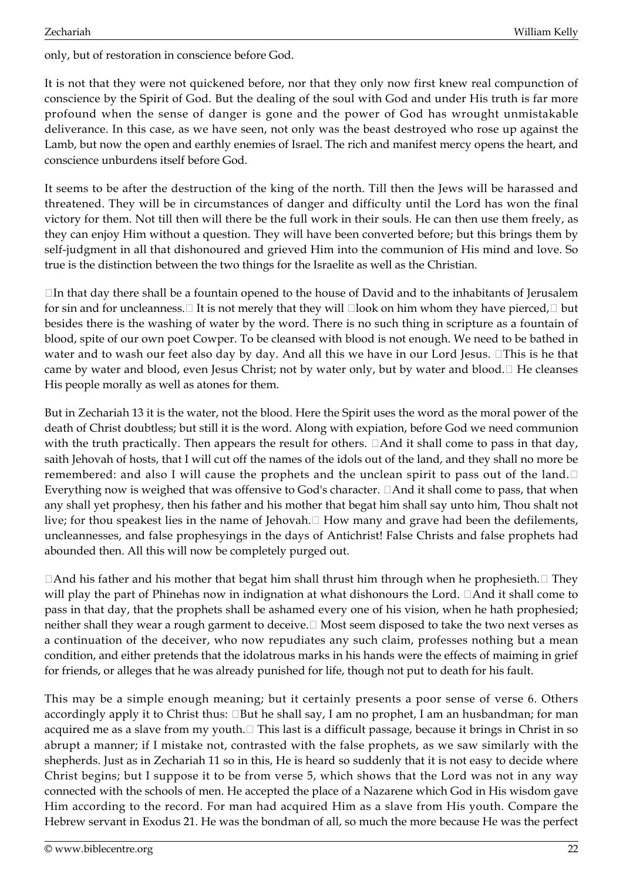only, but of restoration in conscience before God.

It is not that they were not quickened before, nor that they only now first knew real compunction of conscience by the Spirit of God. But the dealing of the soul with God and under His truth is far more profound when the sense of danger is gone and the power of God has wrought unmistakable deliverance. In this case, as we have seen, not only was the beast destroyed who rose up against the Lamb, but now the open and earthly enemies of Israel. The rich and manifest mercy opens the heart, and conscience unburdens itself before God.

It seems to be after the destruction of the king of the north. Till then the Jews will be harassed and threatened. They will be in circumstances of danger and difficulty until the Lord has won the final victory for them. Not till then will there be the full work in their souls. He can then use them freely, as they can enjoy Him without a question. They will have been converted before; but this brings them by self-judgment in all that dishonoured and grieved Him into the communion of His mind and love. So true is the distinction between the two things for the Israelite as well as the Christian.

"In that day there shall be a fountain opened to the house of David and to the inhabitants of Jerusalem for sin and for uncleanness." It is not merely that they will "look on him whom they have pierced," but besides there is the washing of water by the word. There is no such thing in scripture as a fountain of blood, spite of our own poet Cowper. To be cleansed with blood is not enough. We need to be bathed in water and to wash our feet also day by day. And all this we have in our Lord Jesus. "This is he that came by water and blood, even Jesus Christ; not by water only, but by water and blood." He cleanses His people morally as well as atones for them.

But in Zechariah 13 it is the water, not the blood. Here the Spirit uses the word as the moral power of the death of Christ doubtless; but still it is the word. Along with expiation, before God we need communion with the truth practically. Then appears the result for others. "And it shall come to pass in that day, saith Jehovah of hosts, that I will cut off the names of the idols out of the land, and they shall no more be remembered: and also I will cause the prophets and the unclean spirit to pass out of the land." Everything now is weighed that was offensive to God's character. "And it shall come to pass, that when any shall yet prophesy, then his father and his mother that begat him shall say unto him, Thou shalt not live; for thou speakest lies in the name of Jehovah." How many and grave had been the defilements, uncleannesses, and false prophesyings in the days of Antichrist! False Christs and false prophets had abounded then. All this will now be completely purged out.

"And his father and his mother that begat him shall thrust him through when he prophesieth." They will play the part of Phinehas now in indignation at what dishonours the Lord. "And it shall come to pass in that day, that the prophets shall be ashamed every one of his vision, when he hath prophesied; neither shall they wear a rough garment to deceive." Most seem disposed to take the two next verses as a continuation of the deceiver, who now repudiates any such claim, professes nothing but a mean condition, and either pretends that the idolatrous marks in his hands were the effects of maiming in grief for friends, or alleges that he was already punished for life, though not put to death for his fault.

This may be a simple enough meaning; but it certainly presents a poor sense of verse 6. Others accordingly apply it to Christ thus: "But he shall say, I am no prophet, I am an husbandman; for man acquired me as a slave from my youth." This last is a difficult passage, because it brings in Christ in so abrupt a manner; if I mistake not, contrasted with the false prophets, as we saw similarly with the shepherds. Just as in Zechariah 11 so in this, He is heard so suddenly that it is not easy to decide where Christ begins; but I suppose it to be from verse 5, which shows that the Lord was not in any way connected with the schools of men. He accepted the place of a Nazarene which God in His wisdom gave Him according to the record. For man had acquired Him as a slave from His youth. Compare the Hebrew servant in Exodus 21. He was the bondman of all, so much the more because He was the perfect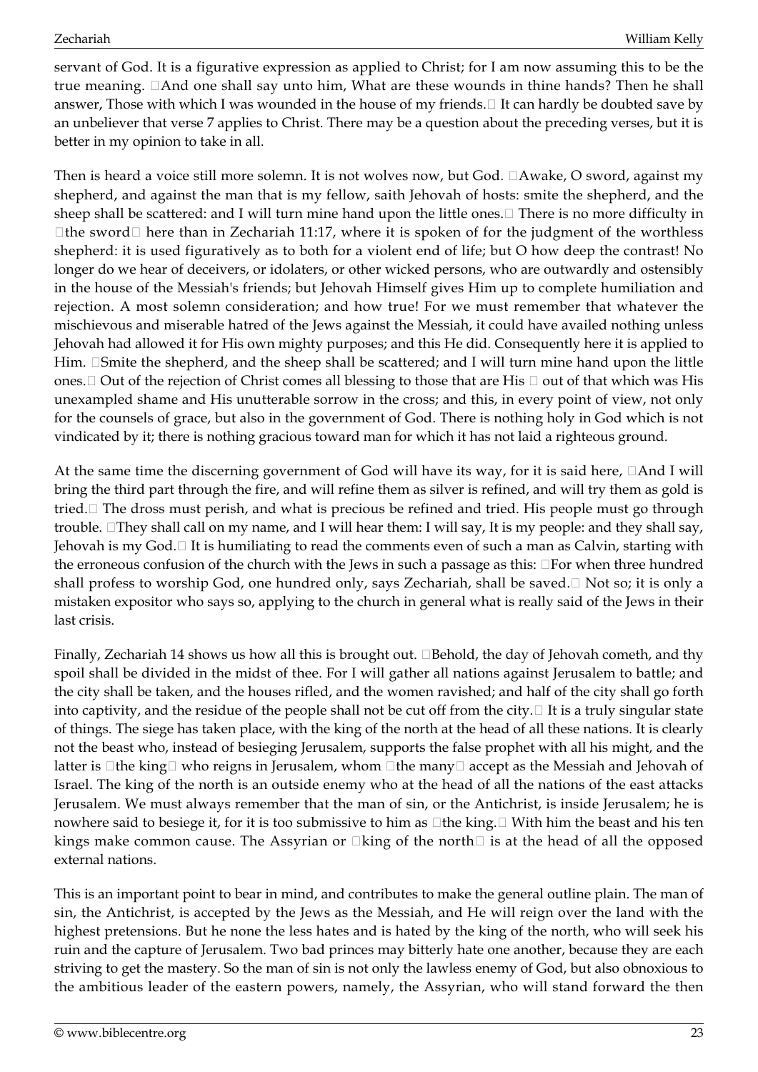servant of God. It is a figurative expression as applied to Christ; for I am now assuming this to be the true meaning. "And one shall say unto him, What are these wounds in thine hands? Then he shall answer, Those with which I was wounded in the house of my friends." It can hardly be doubted save by an unbeliever that verse 7 applies to Christ. There may be a question about the preceding verses, but it is better in my opinion to take in all.

Then is heard a voice still more solemn. It is not wolves now, but God. "Awake, O sword, against my shepherd, and against the man that is my fellow, saith Jehovah of hosts: smite the shepherd, and the sheep shall be scattered: and I will turn mine hand upon the little ones." There is no more difficulty in "the sword" here than in Zechariah 11:17, where it is spoken of for the judgment of the worthless shepherd: it is used figuratively as to both for a violent end of life; but O how deep the contrast! No longer do we hear of deceivers, or idolaters, or other wicked persons, who are outwardly and ostensibly in the house of the Messiah's friends; but Jehovah Himself gives Him up to complete humiliation and rejection. A most solemn consideration; and how true! For we must remember that whatever the mischievous and miserable hatred of the Jews against the Messiah, it could have availed nothing unless Jehovah had allowed it for His own mighty purposes; and this He did. Consequently here it is applied to Him. "Smite the shepherd, and the sheep shall be scattered; and I will turn mine hand upon the little ones." Out of the rejection of Christ comes all blessing to those that are His — out of that which was His unexampled shame and His unutterable sorrow in the cross; and this, in every point of view, not only for the counsels of grace, but also in the government of God. There is nothing holy in God which is not vindicated by it; there is nothing gracious toward man for which it has not laid a righteous ground.

At the same time the discerning government of God will have its way, for it is said here, "And I will bring the third part through the fire, and will refine them as silver is refined, and will try them as gold is tried." The dross must perish, and what is precious be refined and tried. His people must go through trouble. "They shall call on my name, and I will hear them: I will say, It is my people: and they shall say, Jehovah is my God." It is humiliating to read the comments even of such a man as Calvin, starting with the erroneous confusion of the church with the Jews in such a passage as this: "For when three hundred shall profess to worship God, one hundred only, says Zechariah, shall be saved." Not so; it is only a mistaken expositor who says so, applying to the church in general what is really said of the Jews in their last crisis.

Finally, Zechariah 14 shows us how all this is brought out. "Behold, the day of Jehovah cometh, and thy spoil shall be divided in the midst of thee. For I will gather all nations against Jerusalem to battle; and the city shall be taken, and the houses rifled, and the women ravished; and half of the city shall go forth into captivity, and the residue of the people shall not be cut off from the city." It is a truly singular state of things. The siege has taken place, with the king of the north at the head of all these nations. It is clearly not the beast who, instead of besieging Jerusalem, supports the false prophet with all his might, and the latter is "the king" who reigns in Jerusalem, whom "the many" accept as the Messiah and Jehovah of Israel. The king of the north is an outside enemy who at the head of all the nations of the east attacks Jerusalem. We must always remember that the man of sin, or the Antichrist, is inside Jerusalem; he is nowhere said to besiege it, for it is too submissive to him as "the king." With him the beast and his ten kings make common cause. The Assyrian or "king of the north" is at the head of all the opposed external nations.

This is an important point to bear in mind, and contributes to make the general outline plain. The man of sin, the Antichrist, is accepted by the Jews as the Messiah, and He will reign over the land with the highest pretensions. But he none the less hates and is hated by the king of the north, who will seek his ruin and the capture of Jerusalem. Two bad princes may bitterly hate one another, because they are each striving to get the mastery. So the man of sin is not only the lawless enemy of God, but also obnoxious to the ambitious leader of the eastern powers, namely, the Assyrian, who will stand forward the then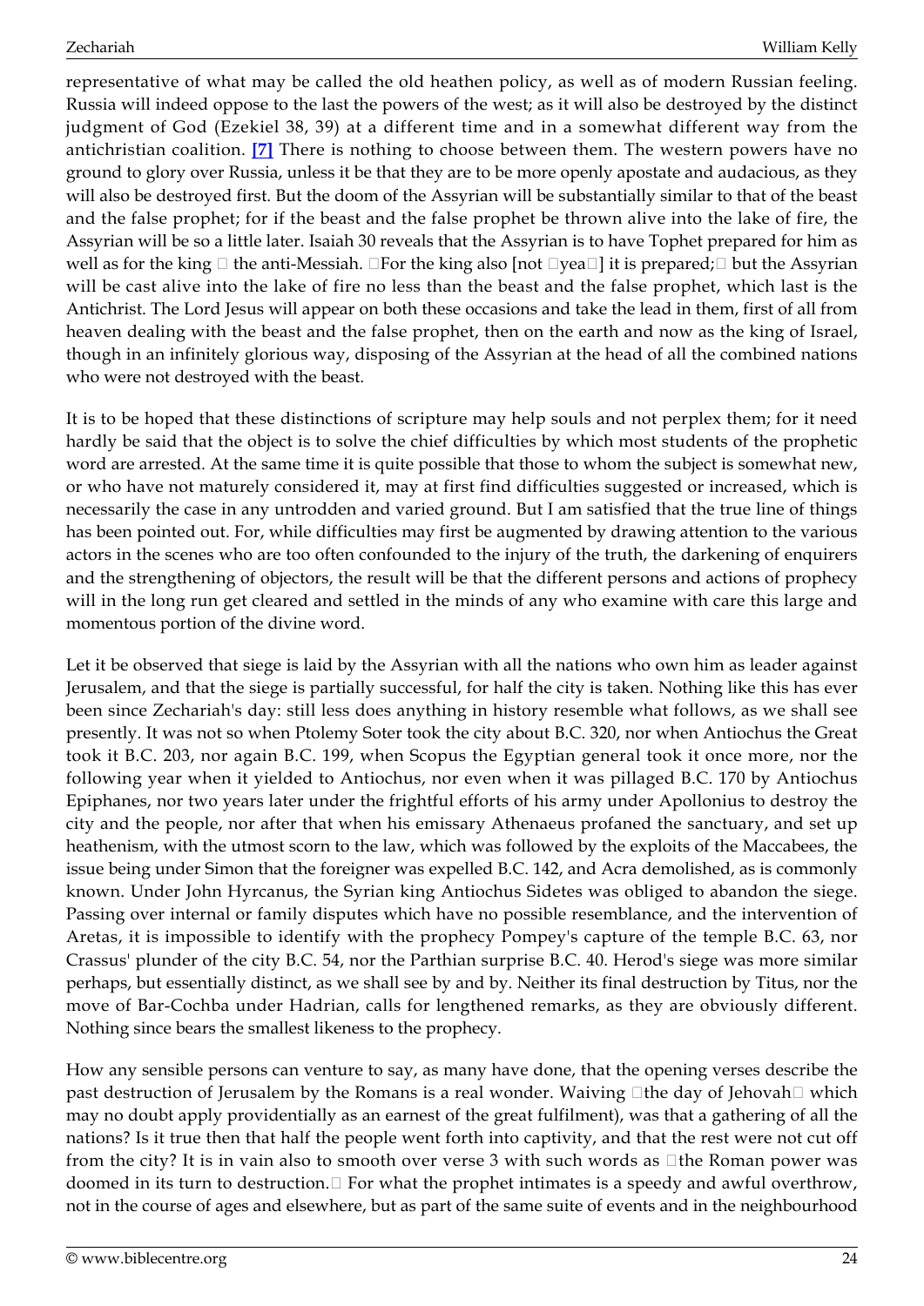representative of what may be called the old heathen policy, as well as of modern Russian feeling. Russia will indeed oppose to the last the powers of the west; as it will also be destroyed by the distinct judgment of God (Ezekiel 38, 39) at a different time and in a somewhat different way from the antichristian coalition. [7] There is nothing to choose between them. The western powers have no ground to glory over Russia, unless it be that they are to be more openly apostate and audacious, as they will also be destroyed first. But the doom of the Assyrian will be substantially similar to that of the beast and the false prophet; for if the beast and the false prophet be thrown alive into the lake of fire, the Assyrian will be so a little later. Isaiah 30 reveals that the Assyrian is to have Tophet prepared for him as well as for the king  the anti-Messiah. For the king also [not yea] it is prepared; but the Assyrian will be cast alive into the lake of fire no less than the beast and the false prophet, which last is the Antichrist. The Lord Jesus will appear on both these occasions and take the lead in them, first of all from heaven dealing with the beast and the false prophet, then on the earth and now as the king of Israel, though in an infinitely glorious way, disposing of the Assyrian at the head of all the combined nations who were not destroyed with the beast.

It is to be hoped that these distinctions of scripture may help souls and not perplex them; for it need hardly be said that the object is to solve the chief difficulties by which most students of the prophetic word are arrested. At the same time it is quite possible that those to whom the subject is somewhat new, or who have not maturely considered it, may at first find difficulties suggested or increased, which is necessarily the case in any untrodden and varied ground. But I am satisfied that the true line of things has been pointed out. For, while difficulties may first be augmented by drawing attention to the various actors in the scenes who are too often confounded to the injury of the truth, the darkening of enquirers and the strengthening of objectors, the result will be that the different persons and actions of prophecy will in the long run get cleared and settled in the minds of any who examine with care this large and momentous portion of the divine word.

Let it be observed that siege is laid by the Assyrian with all the nations who own him as leader against Jerusalem, and that the siege is partially successful, for half the city is taken. Nothing like this has ever been since Zechariah's day: still less does anything in history resemble what follows, as we shall see presently. It was not so when Ptolemy Soter took the city about B.C. 320, nor when Antiochus the Great took it B.C. 203, nor again B.C. 199, when Scopus the Egyptian general took it once more, nor the following year when it yielded to Antiochus, nor even when it was pillaged B.C. 170 by Antiochus Epiphanes, nor two years later under the frightful efforts of his army under Apollonius to destroy the city and the people, nor after that when his emissary Athenaeus profaned the sanctuary, and set up heathenism, with the utmost scorn to the law, which was followed by the exploits of the Maccabees, the issue being under Simon that the foreigner was expelled B.C. 142, and Acra demolished, as is commonly known. Under John Hyrcanus, the Syrian king Antiochus Sidetes was obliged to abandon the siege. Passing over internal or family disputes which have no possible resemblance, and the intervention of Aretas, it is impossible to identify with the prophecy Pompey's capture of the temple B.C. 63, nor Crassus' plunder of the city B.C. 54, nor the Parthian surprise B.C. 40. Herod's siege was more similar perhaps, but essentially distinct, as we shall see by and by. Neither its final destruction by Titus, nor the move of Bar-Cochba under Hadrian, calls for lengthened remarks, as they are obviously different. Nothing since bears the smallest likeness to the prophecy.

How any sensible persons can venture to say, as many have done, that the opening verses describe the past destruction of Jerusalem by the Romans is a real wonder. Waiving the day of Jehovah which may no doubt apply providentially as an earnest of the great fulfilment), was that a gathering of all the nations? Is it true then that half the people went forth into captivity, and that the rest were not cut off from the city? It is in vain also to smooth over verse 3 with such words as the Roman power was doomed in its turn to destruction. For what the prophet intimates is a speedy and awful overthrow, not in the course of ages and elsewhere, but as part of the same suite of events and in the neighbourhood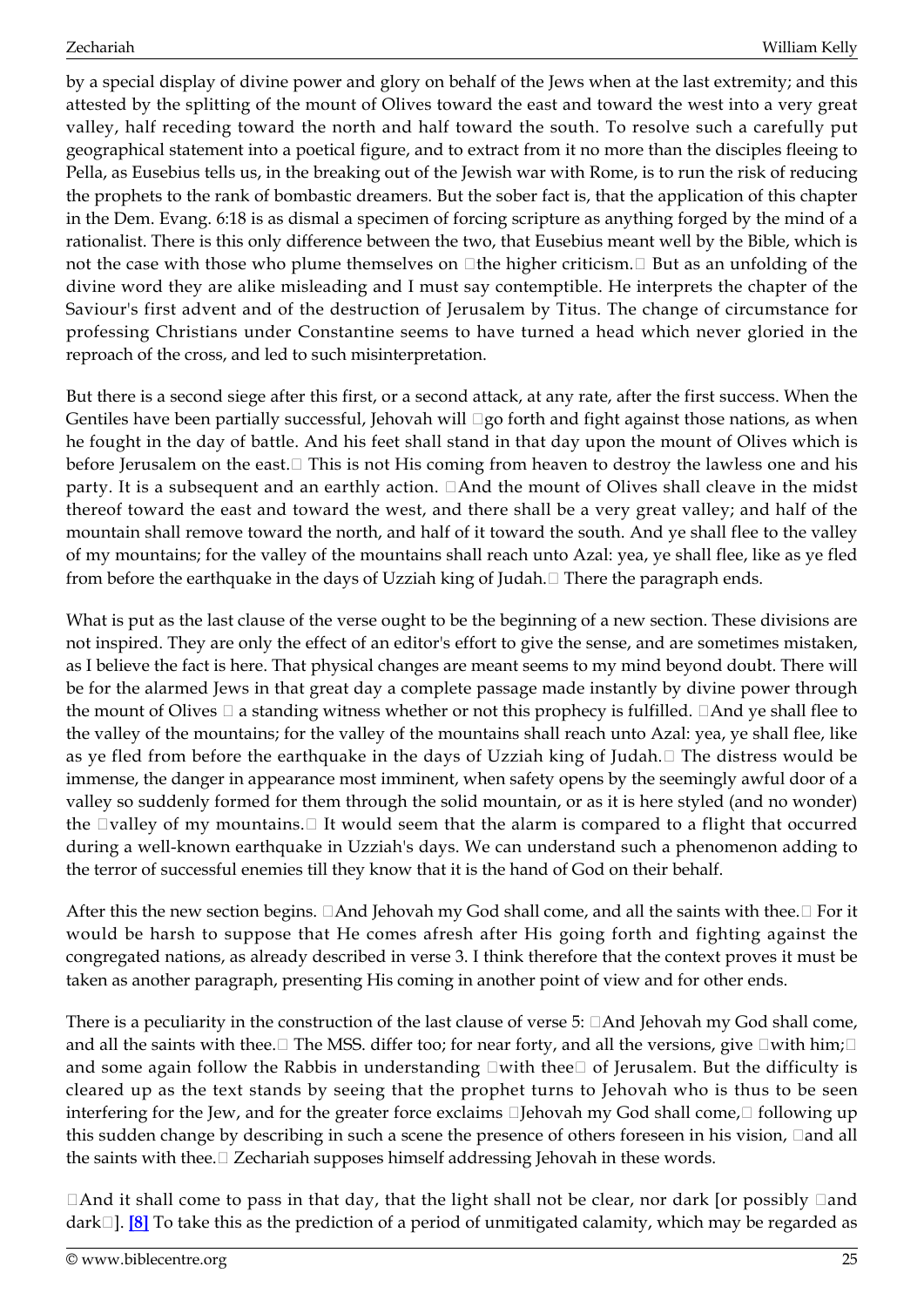by a special display of divine power and glory on behalf of the Jews when at the last extremity; and this attested by the splitting of the mount of Olives toward the east and toward the west into a very great valley, half receding toward the north and half toward the south. To resolve such a carefully put geographical statement into a poetical figure, and to extract from it no more than the disciples fleeing to Pella, as Eusebius tells us, in the breaking out of the Jewish war with Rome, is to run the risk of reducing the prophets to the rank of bombastic dreamers. But the sober fact is, that the application of this chapter in the Dem. Evang. 6:18 is as dismal a specimen of forcing scripture as anything forged by the mind of a rationalist. There is this only difference between the two, that Eusebius meant well by the Bible, which is not the case with those who plume themselves on "the higher criticism." But as an unfolding of the divine word they are alike misleading and I must say contemptible. He interprets the chapter of the Saviour's first advent and of the destruction of Jerusalem by Titus. The change of circumstance for professing Christians under Constantine seems to have turned a head which never gloried in the reproach of the cross, and led to such misinterpretation.

But there is a second siege after this first, or a second attack, at any rate, after the first success. When the Gentiles have been partially successful, Jehovah will "go forth and fight against those nations, as when he fought in the day of battle. And his feet shall stand in that day upon the mount of Olives which is before Jerusalem on the east." This is not His coming from heaven to destroy the lawless one and his party. It is a subsequent and an earthly action. "And the mount of Olives shall cleave in the midst thereof toward the east and toward the west, and there shall be a very great valley; and half of the mountain shall remove toward the north, and half of it toward the south. And ye shall flee to the valley of my mountains; for the valley of the mountains shall reach unto Azal: yea, ye shall flee, like as ye fled from before the earthquake in the days of Uzziah king of Judah." There the paragraph ends.

What is put as the last clause of the verse ought to be the beginning of a new section. These divisions are not inspired. They are only the effect of an editor's effort to give the sense, and are sometimes mistaken, as I believe the fact is here. That physical changes are meant seems to my mind beyond doubt. There will be for the alarmed Jews in that great day a complete passage made instantly by divine power through the mount of Olives — a standing witness whether or not this prophecy is fulfilled. "And ye shall flee to the valley of the mountains; for the valley of the mountains shall reach unto Azal: yea, ye shall flee, like as ye fled from before the earthquake in the days of Uzziah king of Judah." The distress would be immense, the danger in appearance most imminent, when safety opens by the seemingly awful door of a valley so suddenly formed for them through the solid mountain, or as it is here styled (and no wonder) the "valley of my mountains." It would seem that the alarm is compared to a flight that occurred during a well-known earthquake in Uzziah's days. We can understand such a phenomenon adding to the terror of successful enemies till they know that it is the hand of God on their behalf.

After this the new section begins. "And Jehovah my God shall come, and all the saints with thee." For it would be harsh to suppose that He comes afresh after His going forth and fighting against the congregated nations, as already described in verse 3. I think therefore that the context proves it must be taken as another paragraph, presenting His coming in another point of view and for other ends.

There is a peculiarity in the construction of the last clause of verse 5: "And Jehovah my God shall come, and all the saints with thee." The MSS. differ too; for near forty, and all the versions, give "with him;" and some again follow the Rabbis in understanding "with thee" of Jerusalem. But the difficulty is cleared up as the text stands by seeing that the prophet turns to Jehovah who is thus to be seen interfering for the Jew, and for the greater force exclaims "Jehovah my God shall come," following up this sudden change by describing in such a scene the presence of others foreseen in his vision, "and all the saints with thee." Zechariah supposes himself addressing Jehovah in these words.

"And it shall come to pass in that day, that the light shall not be clear, nor dark [or possibly "and dark"]. [8] To take this as the prediction of a period of unmitigated calamity, which may be regarded as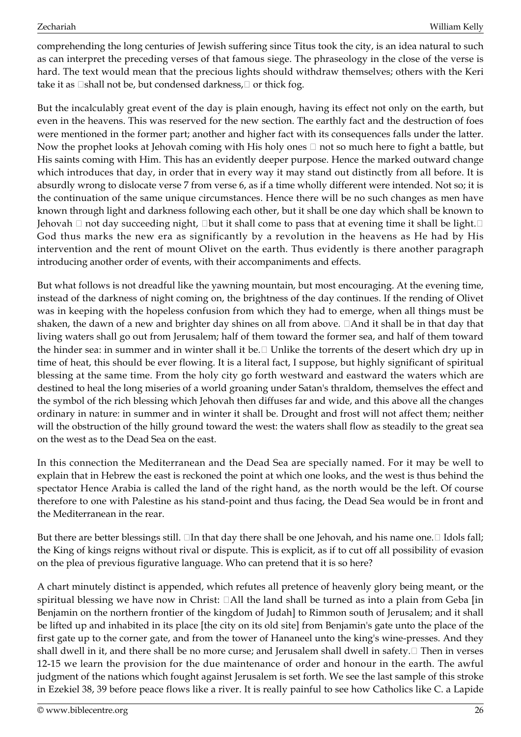comprehending the long centuries of Jewish suffering since Titus took the city, is an idea natural to such as can interpret the preceding verses of that famous siege. The phraseology in the close of the verse is hard. The text would mean that the precious lights should withdraw themselves; others with the Keri take it as "shall not be, but condensed darkness," or thick fog.

But the incalculably great event of the day is plain enough, having its effect not only on the earth, but even in the heavens. This was reserved for the new section. The earthly fact and the destruction of foes were mentioned in the former part; another and higher fact with its consequences falls under the latter. Now the prophet looks at Jehovah coming with His holy ones — not so much here to fight a battle, but His saints coming with Him. This has an evidently deeper purpose. Hence the marked outward change which introduces that day, in order that in every way it may stand out distinctly from all before. It is absurdly wrong to dislocate verse 7 from verse 6, as if a time wholly different were intended. Not so; it is the continuation of the same unique circumstances. Hence there will be no such changes as men have known through light and darkness following each other, but it shall be one day which shall be known to Jehovah — not day succeeding night, "but it shall come to pass that at evening time it shall be light." God thus marks the new era as significantly by a revolution in the heavens as He had by His intervention and the rent of mount Olivet on the earth. Thus evidently is there another paragraph introducing another order of events, with their accompaniments and effects.

But what follows is not dreadful like the yawning mountain, but most encouraging. At the evening time, instead of the darkness of night coming on, the brightness of the day continues. If the rending of Olivet was in keeping with the hopeless confusion from which they had to emerge, when all things must be shaken, the dawn of a new and brighter day shines on all from above. "And it shall be in that day that living waters shall go out from Jerusalem; half of them toward the former sea, and half of them toward the hinder sea: in summer and in winter shall it be." Unlike the torrents of the desert which dry up in time of heat, this should be ever flowing. It is a literal fact, I suppose, but highly significant of spiritual blessing at the same time. From the holy city go forth westward and eastward the waters which are destined to heal the long miseries of a world groaning under Satan's thraldom, themselves the effect and the symbol of the rich blessing which Jehovah then diffuses far and wide, and this above all the changes ordinary in nature: in summer and in winter it shall be. Drought and frost will not affect them; neither will the obstruction of the hilly ground toward the west: the waters shall flow as steadily to the great sea on the west as to the Dead Sea on the east.

In this connection the Mediterranean and the Dead Sea are specially named. For it may be well to explain that in Hebrew the east is reckoned the point at which one looks, and the west is thus behind the spectator Hence Arabia is called the land of the right hand, as the north would be the left. Of course therefore to one with Palestine as his stand-point and thus facing, the Dead Sea would be in front and the Mediterranean in the rear.

But there are better blessings still. "In that day there shall be one Jehovah, and his name one." Idols fall; the King of kings reigns without rival or dispute. This is explicit, as if to cut off all possibility of evasion on the plea of previous figurative language. Who can pretend that it is so here?

A chart minutely distinct is appended, which refutes all pretence of heavenly glory being meant, or the spiritual blessing we have now in Christ: "All the land shall be turned as into a plain from Geba [in Benjamin on the northern frontier of the kingdom of Judah] to Rimmon south of Jerusalem; and it shall be lifted up and inhabited in its place [the city on its old site] from Benjamin's gate unto the place of the first gate up to the corner gate, and from the tower of Hananeel unto the king's wine-presses. And they shall dwell in it, and there shall be no more curse; and Jerusalem shall dwell in safety." Then in verses 12-15 we learn the provision for the due maintenance of order and honour in the earth. The awful judgment of the nations which fought against Jerusalem is set forth. We see the last sample of this stroke in Ezekiel 38, 39 before peace flows like a river. It is really painful to see how Catholics like C. a Lapide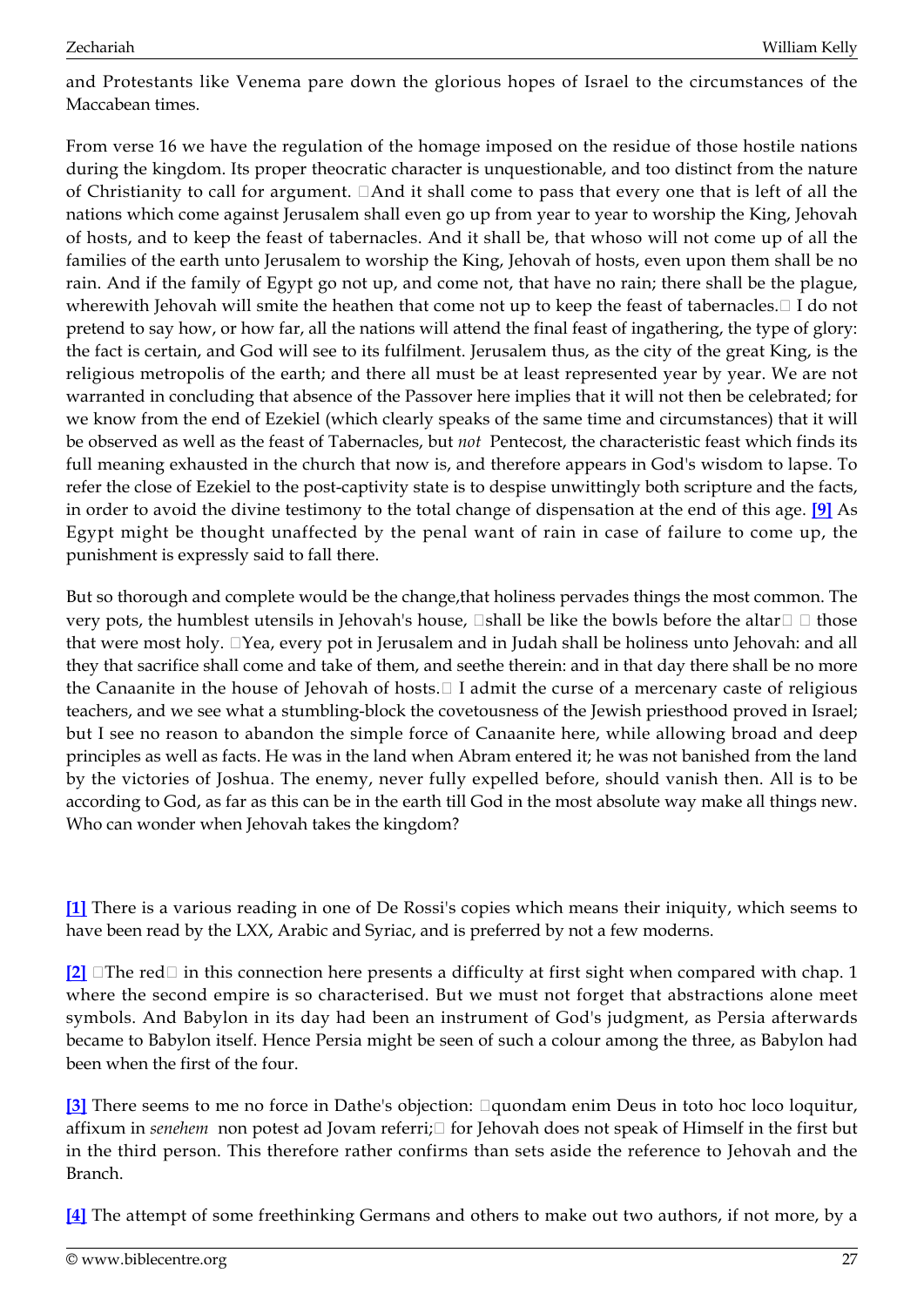and Protestants like Venema pare down the glorious hopes of Israel to the circumstances of the Maccabean times.

From verse 16 we have the regulation of the homage imposed on the residue of those hostile nations during the kingdom. Its proper theocratic character is unquestionable, and too distinct from the nature of Christianity to call for argument. "And it shall come to pass that every one that is left of all the nations which come against Jerusalem shall even go up from year to year to worship the King, Jehovah of hosts, and to keep the feast of tabernacles. And it shall be, that whoso will not come up of all the families of the earth unto Jerusalem to worship the King, Jehovah of hosts, even upon them shall be no rain. And if the family of Egypt go not up, and come not, that have no rain; there shall be the plague, wherewith Jehovah will smite the heathen that come not up to keep the feast of tabernacles." I do not pretend to say how, or how far, all the nations will attend the final feast of ingathering, the type of glory: the fact is certain, and God will see to its fulfilment. Jerusalem thus, as the city of the great King, is the religious metropolis of the earth; and there all must be at least represented year by year. We are not warranted in concluding that absence of the Passover here implies that it will not then be celebrated; for we know from the end of Ezekiel (which clearly speaks of the same time and circumstances) that it will be observed as well as the feast of Tabernacles, but *not* Pentecost, the characteristic feast which finds its full meaning exhausted in the church that now is, and therefore appears in God's wisdom to lapse. To refer the close of Ezekiel to the post-captivity state is to despise unwittingly both scripture and the facts, in order to avoid the divine testimony to the total change of dispensation at the end of this age. **[9]** As Egypt might be thought unaffected by the penal want of rain in case of failure to come up, the punishment is expressly said to fall there.

But so thorough and complete would be the change,that holiness pervades things the most common. The very pots, the humblest utensils in Jehovah's house, "shall be like the bowls before the altar" — those that were most holy. "Yea, every pot in Jerusalem and in Judah shall be holiness unto Jehovah: and all they that sacrifice shall come and take of them, and seethe therein: and in that day there shall be no more the Canaanite in the house of Jehovah of hosts." I admit the curse of a mercenary caste of religious teachers, and we see what a stumbling-block the covetousness of the Jewish priesthood proved in Israel; but I see no reason to abandon the simple force of Canaanite here, while allowing broad and deep principles as well as facts. He was in the land when Abram entered it; he was not banished from the land by the victories of Joshua. The enemy, never fully expelled before, should vanish then. All is to be according to God, as far as this can be in the earth till God in the most absolute way make all things new. Who can wonder when Jehovah takes the kingdom?

**[1]** There is a various reading in one of De Rossi's copies which means their iniquity, which seems to have been read by the LXX, Arabic and Syriac, and is preferred by not a few moderns.

**[2]** "The red" in this connection here presents a difficulty at first sight when compared with chap. 1 where the second empire is so characterised. But we must not forget that abstractions alone meet symbols. And Babylon in its day had been an instrument of God's judgment, as Persia afterwards became to Babylon itself. Hence Persia might be seen of such a colour among the three, as Babylon had been when the first of the four.

**[3]** There seems to me no force in Dathe's objection: "quondam enim Deus in toto hoc loco loquitur, affixum in *senehem* non potest ad Jovam referri;" for Jehovah does not speak of Himself in the first but in the third person. This therefore rather confirms than sets aside the reference to Jehovah and the Branch.

**[4]** The attempt of some freethinking Germans and others to make out two authors, if not more, by a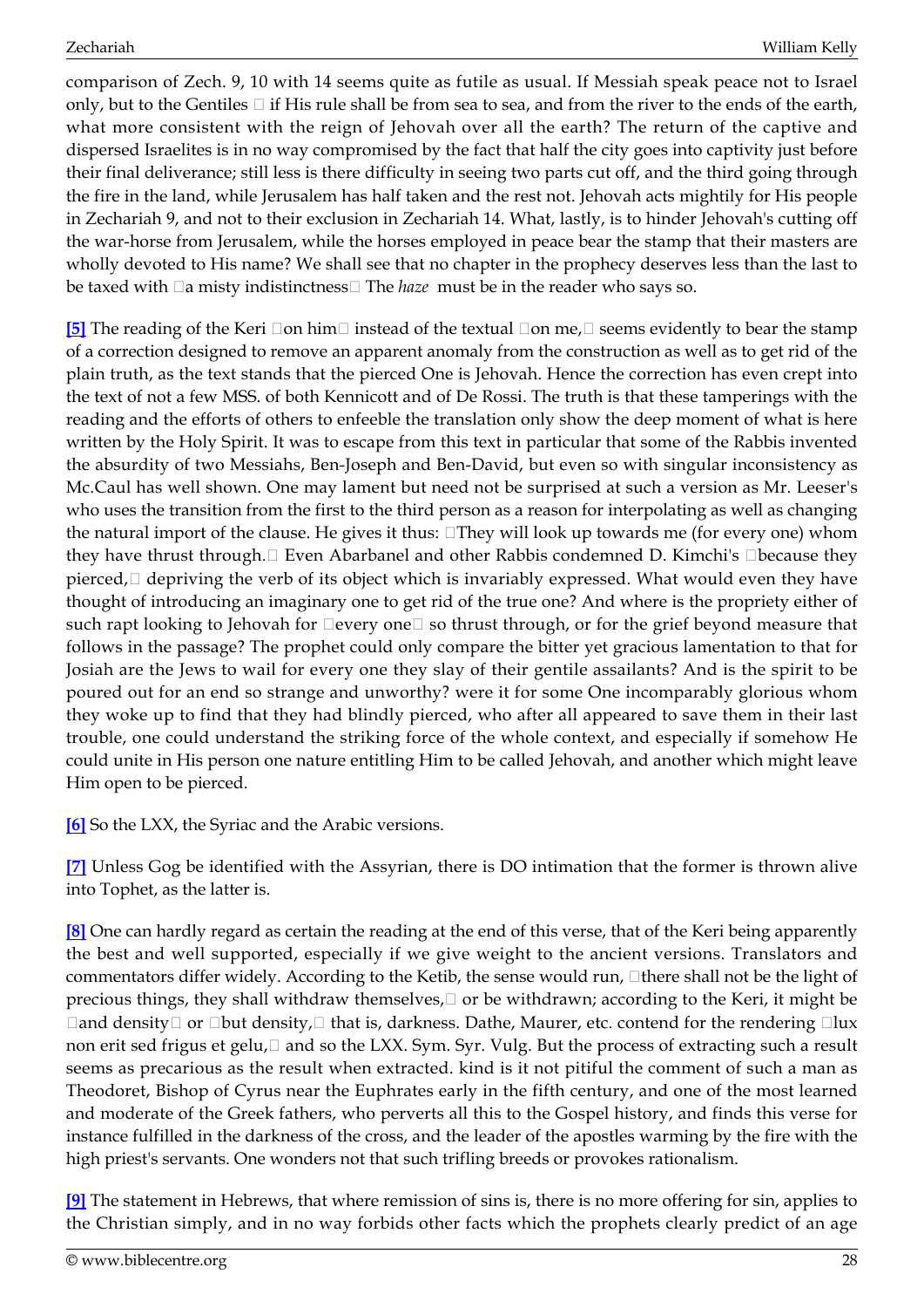comparison of Zech. 9, 10 with 14 seems quite as futile as usual. If Messiah speak peace not to Israel only, but to the Gentiles  if His rule shall be from sea to sea, and from the river to the ends of the earth, what more consistent with the reign of Jehovah over all the earth? The return of the captive and dispersed Israelites is in no way compromised by the fact that half the city goes into captivity just before their final deliverance; still less is there difficulty in seeing two parts cut off, and the third going through the fire in the land, while Jerusalem has half taken and the rest not. Jehovah acts mightily for His people in Zechariah 9, and not to their exclusion in Zechariah 14. What, lastly, is to hinder Jehovah's cutting off the war-horse from Jerusalem, while the horses employed in peace bear the stamp that their masters are wholly devoted to His name? We shall see that no chapter in the prophecy deserves less than the last to be taxed with a misty indistinctness The *haze* must be in the reader who says so.

**[5]** The reading of the Keri on him instead of the textual on me, seems evidently to bear the stamp of a correction designed to remove an apparent anomaly from the construction as well as to get rid of the plain truth, as the text stands that the pierced One is Jehovah. Hence the correction has even crept into the text of not a few MSS. of both Kennicott and of De Rossi. The truth is that these tamperings with the reading and the efforts of others to enfeeble the translation only show the deep moment of what is here written by the Holy Spirit. It was to escape from this text in particular that some of the Rabbis invented the absurdity of two Messiahs, Ben-Joseph and Ben-David, but even so with singular inconsistency as Mc.Caul has well shown. One may lament but need not be surprised at such a version as Mr. Leeser's who uses the transition from the first to the third person as a reason for interpolating as well as changing the natural import of the clause. He gives it thus: They will look up towards me (for every one) whom they have thrust through. Even Abarbanel and other Rabbis condemned D. Kimchi's because they pierced, depriving the verb of its object which is invariably expressed. What would even they have thought of introducing an imaginary one to get rid of the true one? And where is the propriety either of such rapt looking to Jehovah for every one so thrust through, or for the grief beyond measure that follows in the passage? The prophet could only compare the bitter yet gracious lamentation to that for Josiah are the Jews to wail for every one they slay of their gentile assailants? And is the spirit to be poured out for an end so strange and unworthy? were it for some One incomparably glorious whom they woke up to find that they had blindly pierced, who after all appeared to save them in their last trouble, one could understand the striking force of the whole context, and especially if somehow He could unite in His person one nature entitling Him to be called Jehovah, and another which might leave Him open to be pierced.

**[6]** So the LXX, the Syriac and the Arabic versions.

**[7]** Unless Gog be identified with the Assyrian, there is DO intimation that the former is thrown alive into Tophet, as the latter is.

**[8]** One can hardly regard as certain the reading at the end of this verse, that of the Keri being apparently the best and well supported, especially if we give weight to the ancient versions. Translators and commentators differ widely. According to the Ketib, the sense would run, there shall not be the light of precious things, they shall withdraw themselves, or be withdrawn; according to the Keri, it might be and density or but density, that is, darkness. Dathe, Maurer, etc. contend for the rendering lux non erit sed frigus et gelu, and so the LXX. Sym. Syr. Vulg. But the process of extracting such a result seems as precarious as the result when extracted. kind is it not pitiful the comment of such a man as Theodoret, Bishop of Cyrus near the Euphrates early in the fifth century, and one of the most learned and moderate of the Greek fathers, who perverts all this to the Gospel history, and finds this verse for instance fulfilled in the darkness of the cross, and the leader of the apostles warming by the fire with the high priest's servants. One wonders not that such trifling breeds or provokes rationalism.

**[9]** The statement in Hebrews, that where remission of sins is, there is no more offering for sin, applies to the Christian simply, and in no way forbids other facts which the prophets clearly predict of an age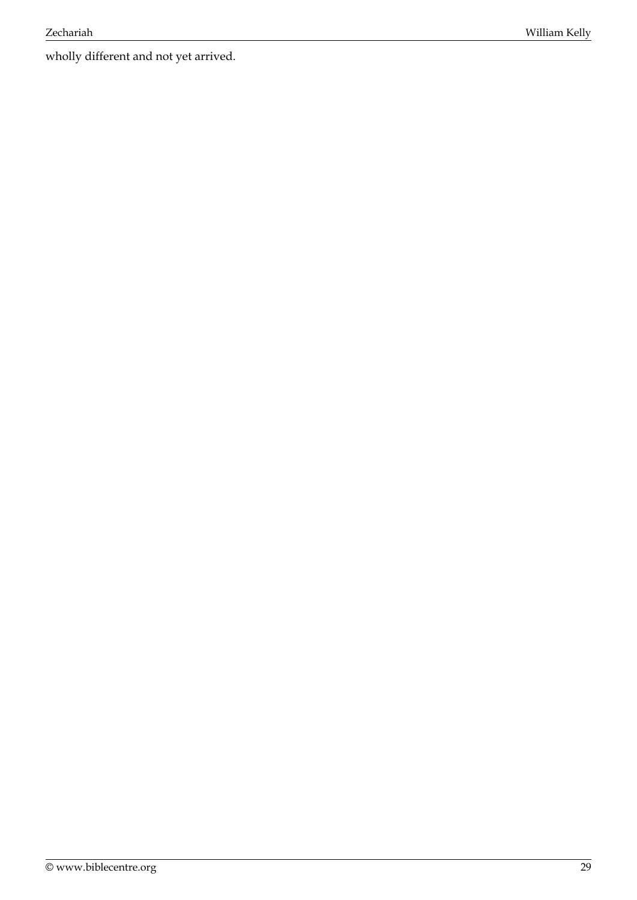wholly different and not yet arrived.